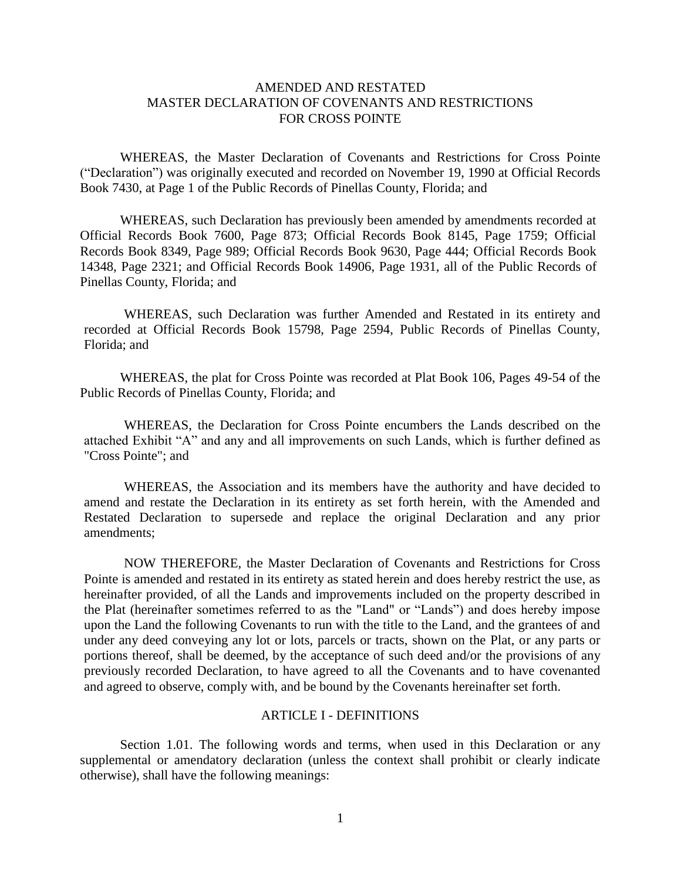# AMENDED AND RESTATED MASTER DECLARATION OF COVENANTS AND RESTRICTIONS FOR CROSS POINTE

WHEREAS, the Master Declaration of Covenants and Restrictions for Cross Pointe ("Declaration") was originally executed and recorded on November 19, 1990 at Official Records Book 7430, at Page 1 of the Public Records of Pinellas County, Florida; and

WHEREAS, such Declaration has previously been amended by amendments recorded at Official Records Book 7600, Page 873; Official Records Book 8145, Page 1759; Official Records Book 8349, Page 989; Official Records Book 9630, Page 444; Official Records Book 14348, Page 2321; and Official Records Book 14906, Page 1931, all of the Public Records of Pinellas County, Florida; and

WHEREAS, such Declaration was further Amended and Restated in its entirety and recorded at Official Records Book 15798, Page 2594, Public Records of Pinellas County, Florida; and

WHEREAS, the plat for Cross Pointe was recorded at Plat Book 106, Pages 49-54 of the Public Records of Pinellas County, Florida; and

WHEREAS, the Declaration for Cross Pointe encumbers the Lands described on the attached Exhibit "A" and any and all improvements on such Lands, which is further defined as "Cross Pointe"; and

WHEREAS, the Association and its members have the authority and have decided to amend and restate the Declaration in its entirety as set forth herein, with the Amended and Restated Declaration to supersede and replace the original Declaration and any prior amendments;

NOW THEREFORE, the Master Declaration of Covenants and Restrictions for Cross Pointe is amended and restated in its entirety as stated herein and does hereby restrict the use, as hereinafter provided, of all the Lands and improvements included on the property described in the Plat (hereinafter sometimes referred to as the "Land" or "Lands") and does hereby impose upon the Land the following Covenants to run with the title to the Land, and the grantees of and under any deed conveying any lot or lots, parcels or tracts, shown on the Plat, or any parts or portions thereof, shall be deemed, by the acceptance of such deed and/or the provisions of any previously recorded Declaration, to have agreed to all the Covenants and to have covenanted and agreed to observe, comply with, and be bound by the Covenants hereinafter set forth.

## ARTICLE I - DEFINITIONS

Section 1.01. The following words and terms, when used in this Declaration or any supplemental or amendatory declaration (unless the context shall prohibit or clearly indicate otherwise), shall have the following meanings: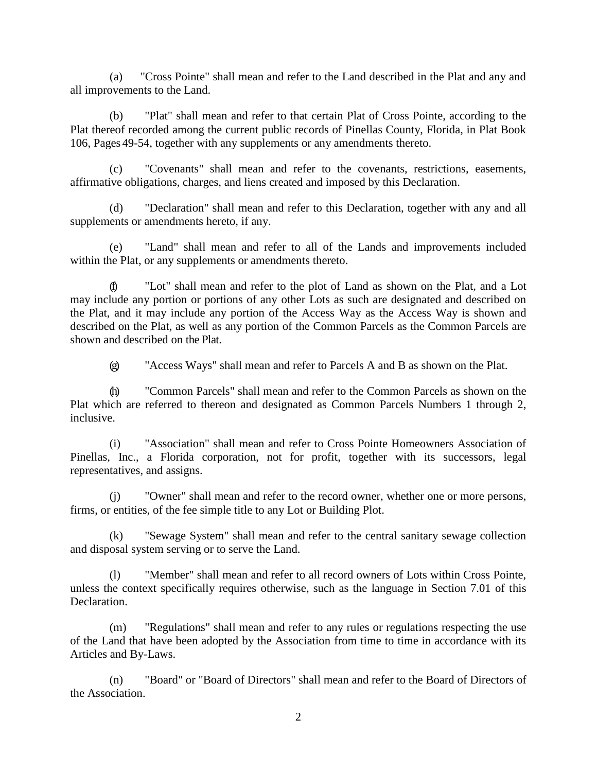(a) "Cross Pointe" shall mean and refer to the Land described in the Plat and any and all improvements to the Land.

(b) "Plat" shall mean and refer to that certain Plat of Cross Pointe, according to the Plat thereof recorded among the current public records of Pinellas County, Florida, in Plat Book 106, Pages 49-54, together with any supplements or any amendments thereto.

(c) "Covenants" shall mean and refer to the covenants, restrictions, easements, affirmative obligations, charges, and liens created and imposed by this Declaration.

(d) "Declaration" shall mean and refer to this Declaration, together with any and all supplements or amendments hereto, if any.

(e) "Land" shall mean and refer to all of the Lands and improvements included within the Plat, or any supplements or amendments thereto.

(f) "Lot" shall mean and refer to the plot of Land as shown on the Plat, and a Lot may include any portion or portions of any other Lots as such are designated and described on the Plat, and it may include any portion of the Access Way as the Access Way is shown and described on the Plat, as well as any portion of the Common Parcels as the Common Parcels are shown and described on the Plat.

(g) "Access Ways" shall mean and refer to Parcels A and B as shown on the Plat.

(h) "Common Parcels" shall mean and refer to the Common Parcels as shown on the Plat which are referred to thereon and designated as Common Parcels Numbers 1 through 2, inclusive.

(i) "Association" shall mean and refer to Cross Pointe Homeowners Association of Pinellas, Inc., a Florida corporation, not for profit, together with its successors, legal representatives, and assigns.

(j) "Owner" shall mean and refer to the record owner, whether one or more persons, firms, or entities, of the fee simple title to any Lot or Building Plot.

(k) "Sewage System" shall mean and refer to the central sanitary sewage collection and disposal system serving or to serve the Land.

(l) "Member" shall mean and refer to all record owners of Lots within Cross Pointe, unless the context specifically requires otherwise, such as the language in Section 7.01 of this Declaration.

(m) "Regulations" shall mean and refer to any rules or regulations respecting the use of the Land that have been adopted by the Association from time to time in accordance with its Articles and By-Laws.

(n) "Board" or "Board of Directors" shall mean and refer to the Board of Directors of the Association.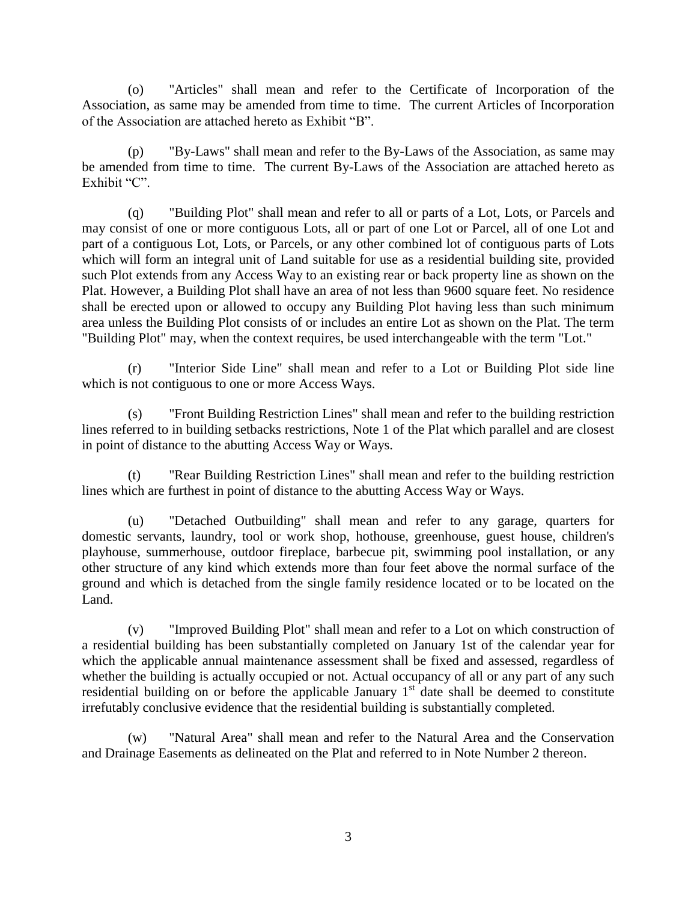(o) "Articles" shall mean and refer to the Certificate of Incorporation of the Association, as same may be amended from time to time. The current Articles of Incorporation of the Association are attached hereto as Exhibit "B".

(p) "By-Laws" shall mean and refer to the By-Laws of the Association, as same may be amended from time to time. The current By-Laws of the Association are attached hereto as Exhibit "C".

(q) "Building Plot" shall mean and refer to all or parts of a Lot, Lots, or Parcels and may consist of one or more contiguous Lots, all or part of one Lot or Parcel, all of one Lot and part of a contiguous Lot, Lots, or Parcels, or any other combined lot of contiguous parts of Lots which will form an integral unit of Land suitable for use as a residential building site, provided such Plot extends from any Access Way to an existing rear or back property line as shown on the Plat. However, a Building Plot shall have an area of not less than 9600 square feet. No residence shall be erected upon or allowed to occupy any Building Plot having less than such minimum area unless the Building Plot consists of or includes an entire Lot as shown on the Plat. The term "Building Plot" may, when the context requires, be used interchangeable with the term "Lot."

(r) "Interior Side Line" shall mean and refer to a Lot or Building Plot side line which is not contiguous to one or more Access Ways.

(s) "Front Building Restriction Lines" shall mean and refer to the building restriction lines referred to in building setbacks restrictions, Note 1 of the Plat which parallel and are closest in point of distance to the abutting Access Way or Ways.

(t) "Rear Building Restriction Lines" shall mean and refer to the building restriction lines which are furthest in point of distance to the abutting Access Way or Ways.

(u) "Detached Outbuilding" shall mean and refer to any garage, quarters for domestic servants, laundry, tool or work shop, hothouse, greenhouse, guest house, children's playhouse, summerhouse, outdoor fireplace, barbecue pit, swimming pool installation, or any other structure of any kind which extends more than four feet above the normal surface of the ground and which is detached from the single family residence located or to be located on the Land.

(v) "Improved Building Plot" shall mean and refer to a Lot on which construction of a residential building has been substantially completed on January 1st of the calendar year for which the applicable annual maintenance assessment shall be fixed and assessed, regardless of whether the building is actually occupied or not. Actual occupancy of all or any part of any such residential building on or before the applicable January 1st date shall be deemed to constitute irrefutably conclusive evidence that the residential building is substantially completed.

(w) "Natural Area" shall mean and refer to the Natural Area and the Conservation and Drainage Easements as delineated on the Plat and referred to in Note Number 2 thereon.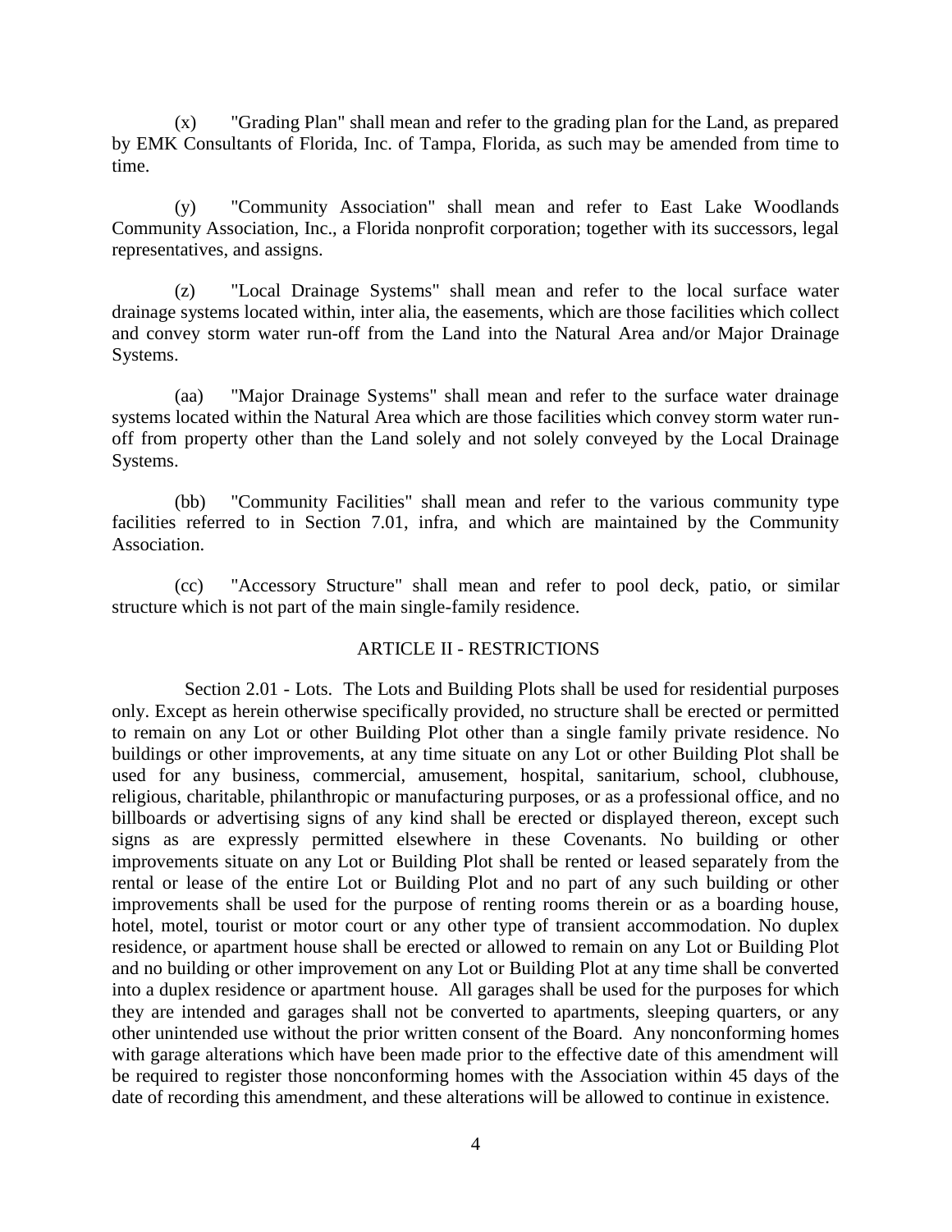(x) "Grading Plan" shall mean and refer to the grading plan for the Land, as prepared by EMK Consultants of Florida, Inc. of Tampa, Florida, as such may be amended from time to time.

(y) "Community Association" shall mean and refer to East Lake Woodlands Community Association, Inc., a Florida nonprofit corporation; together with its successors, legal representatives, and assigns.

(z) "Local Drainage Systems" shall mean and refer to the local surface water drainage systems located within, inter alia, the easements, which are those facilities which collect and convey storm water run-off from the Land into the Natural Area and/or Major Drainage Systems.

(aa) "Major Drainage Systems" shall mean and refer to the surface water drainage systems located within the Natural Area which are those facilities which convey storm water run-off from property other than the Land solely and not solely conveyed by the Local Drainage Systems.

(bb) "Community Facilities" shall mean and refer to the various community type facilities referred to in Section 7.01, infra, and which are maintained by the Community Association.

(cc) "Accessory Structure" shall mean and refer to pool deck, patio, or similar structure which is not part of the main single-family residence.

## ARTICLE II - RESTRICTIONS

Section 2.01 - Lots. The Lots and Building Plots shall be used for residential purposes only. Except as herein otherwise specifically provided, no structure shall be erected or permitted to remain on any Lot or other Building Plot other than a single family private residence. No buildings or other improvements, at any time situate on any Lot or other Building Plot shall be used for any business, commercial, amusement, hospital, sanitarium, school, clubhouse, religious, charitable, philanthropic or manufacturing purposes, or as a professional office, and no billboards or advertising signs of any kind shall be erected or displayed thereon, except such signs as are expressly permitted elsewhere in these Covenants. No building or other improvements situate on any Lot or Building Plot shall be rented or leased separately from the rental or lease of the entire Lot or Building Plot and no part of any such building or other improvements shall be used for the purpose of renting rooms therein or as a boarding house, hotel, motel, tourist or motor court or any other type of transient accommodation. No duplex residence, or apartment house shall be erected or allowed to remain on any Lot or Building Plot and no building or other improvement on any Lot or Building Plot at any time shall be converted into a duplex residence or apartment house. All garages shall be used for the purposes for which they are intended and garages shall not be converted to apartments, sleeping quarters, or any other unintended use without the prior written consent of the Board. Any nonconforming homes with garage alterations which have been made prior to the effective date of this amendment will be required to register those nonconforming homes with the Association within 45 days of the date of recording this amendment, and these alterations will be allowed to continue in existence.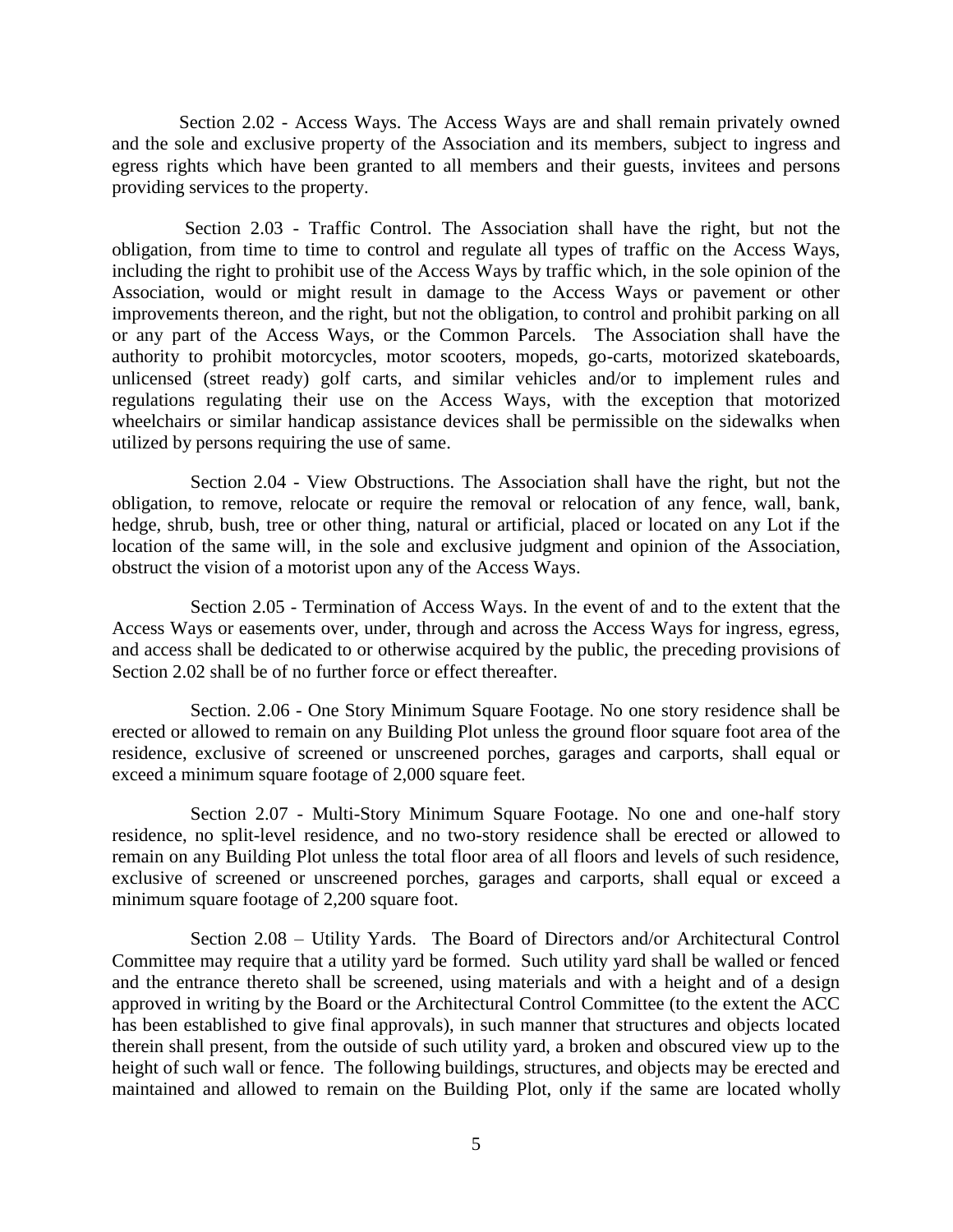Section 2.02 - Access Ways. The Access Ways are and shall remain privately owned and the sole and exclusive property of the Association and its members, subject to ingress and egress rights which have been granted to all members and their guests, invitees and persons providing services to the property.

Section 2.03 - Traffic Control. The Association shall have the right, but not the obligation, from time to time to control and regulate all types of traffic on the Access Ways, including the right to prohibit use of the Access Ways by traffic which, in the sole opinion of the Association, would or might result in damage to the Access Ways or pavement or other improvements thereon, and the right, but not the obligation, to control and prohibit parking on all or any part of the Access Ways, or the Common Parcels. The Association shall have the authority to prohibit motorcycles, motor scooters, mopeds, go-carts, motorized skateboards, unlicensed (street ready) golf carts, and similar vehicles and/or to implement rules and regulations regulating their use on the Access Ways, with the exception that motorized wheelchairs or similar handicap assistance devices shall be permissible on the sidewalks when utilized by persons requiring the use of same.

Section 2.04 - View Obstructions. The Association shall have the right, but not the obligation, to remove, relocate or require the removal or relocation of any fence, wall, bank, hedge, shrub, bush, tree or other thing, natural or artificial, placed or located on any Lot if the location of the same will, in the sole and exclusive judgment and opinion of the Association, obstruct the vision of a motorist upon any of the Access Ways.

Section 2.05 - Termination of Access Ways. In the event of and to the extent that the Access Ways or easements over, under, through and across the Access Ways for ingress, egress, and access shall be dedicated to or otherwise acquired by the public, the preceding provisions of Section 2.02 shall be of no further force or effect thereafter.

Section. 2.06 - One Story Minimum Square Footage. No one story residence shall be erected or allowed to remain on any Building Plot unless the ground floor square foot area of the residence, exclusive of screened or unscreened porches, garages and carports, shall equal or exceed a minimum square footage of 2,000 square feet.

Section 2.07 - Multi-Story Minimum Square Footage. No one and one-half story residence, no split-level residence, and no two-story residence shall be erected or allowed to remain on any Building Plot unless the total floor area of all floors and levels of such residence, exclusive of screened or unscreened porches, garages and carports, shall equal or exceed a minimum square footage of 2,200 square foot.

Section 2.08 – Utility Yards. The Board of Directors and/or Architectural Control Committee may require that a utility yard be formed. Such utility yard shall be walled or fenced and the entrance thereto shall be screened, using materials and with a height and of a design approved in writing by the Board or the Architectural Control Committee (to the extent the ACC has been established to give final approvals), in such manner that structures and objects located therein shall present, from the outside of such utility yard, a broken and obscured view up to the height of such wall or fence. The following buildings, structures, and objects may be erected and maintained and allowed to remain on the Building Plot, only if the same are located wholly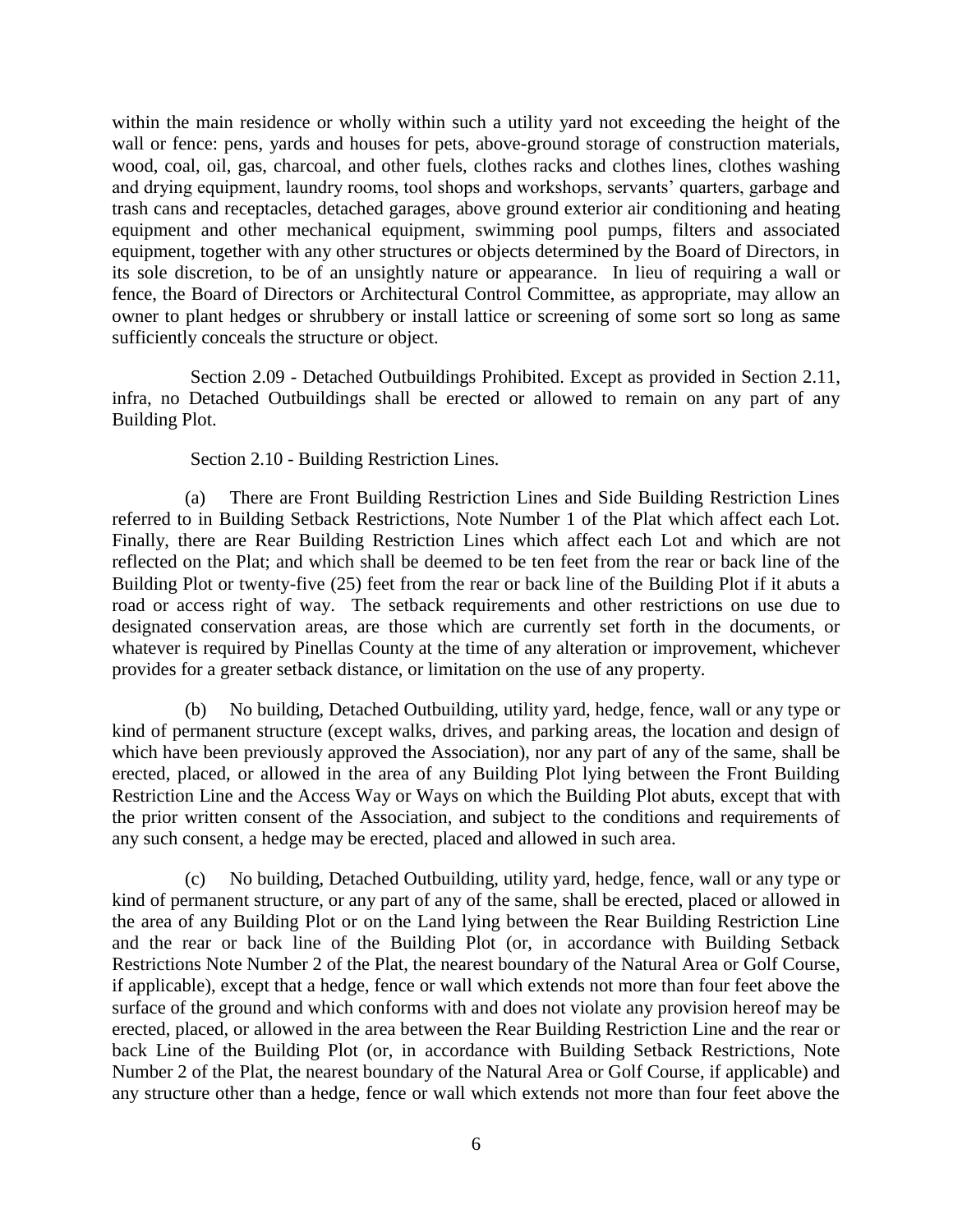within the main residence or wholly within such a utility yard not exceeding the height of the wall or fence: pens, yards and houses for pets, above-ground storage of construction materials, wood, coal, oil, gas, charcoal, and other fuels, clothes racks and clothes lines, clothes washing and drying equipment, laundry rooms, tool shops and workshops, servants' quarters, garbage and trash cans and receptacles, detached garages, above ground exterior air conditioning and heating equipment and other mechanical equipment, swimming pool pumps, filters and associated equipment, together with any other structures or objects determined by the Board of Directors, in its sole discretion, to be of an unsightly nature or appearance. In lieu of requiring a wall or fence, the Board of Directors or Architectural Control Committee, as appropriate, may allow an owner to plant hedges or shrubbery or install lattice or screening of some sort so long as same sufficiently conceals the structure or object.

Section 2.09 - Detached Outbuildings Prohibited. Except as provided in Section 2.11, infra, no Detached Outbuildings shall be erected or allowed to remain on any part of any Building Plot.

Section 2.10 - Building Restriction Lines.

(a) There are Front Building Restriction Lines and Side Building Restriction Lines referred to in Building Setback Restrictions, Note Number 1 of the Plat which affect each Lot. Finally, there are Rear Building Restriction Lines which affect each Lot and which are not reflected on the Plat; and which shall be deemed to be ten feet from the rear or back line of the Building Plot or twenty-five (25) feet from the rear or back line of the Building Plot if it abuts a road or access right of way. The setback requirements and other restrictions on use due to designated conservation areas, are those which are currently set forth in the documents, or whatever is required by Pinellas County at the time of any alteration or improvement, whichever provides for a greater setback distance, or limitation on the use of any property.

(b) No building, Detached Outbuilding, utility yard, hedge, fence, wall or any type or kind of permanent structure (except walks, drives, and parking areas, the location and design of which have been previously approved the Association), nor any part of any of the same, shall be erected, placed, or allowed in the area of any Building Plot lying between the Front Building Restriction Line and the Access Way or Ways on which the Building Plot abuts, except that with the prior written consent of the Association, and subject to the conditions and requirements of any such consent, a hedge may be erected, placed and allowed in such area.

(c) No building, Detached Outbuilding, utility yard, hedge, fence, wall or any type or kind of permanent structure, or any part of any of the same, shall be erected, placed or allowed in the area of any Building Plot or on the Land lying between the Rear Building Restriction Line and the rear or back line of the Building Plot (or, in accordance with Building Setback Restrictions Note Number 2 of the Plat, the nearest boundary of the Natural Area or Golf Course, if applicable), except that a hedge, fence or wall which extends not more than four feet above the surface of the ground and which conforms with and does not violate any provision hereof may be erected, placed, or allowed in the area between the Rear Building Restriction Line and the rear or back Line of the Building Plot (or, in accordance with Building Setback Restrictions, Note Number 2 of the Plat, the nearest boundary of the Natural Area or Golf Course, if applicable) and any structure other than a hedge, fence or wall which extends not more than four feet above the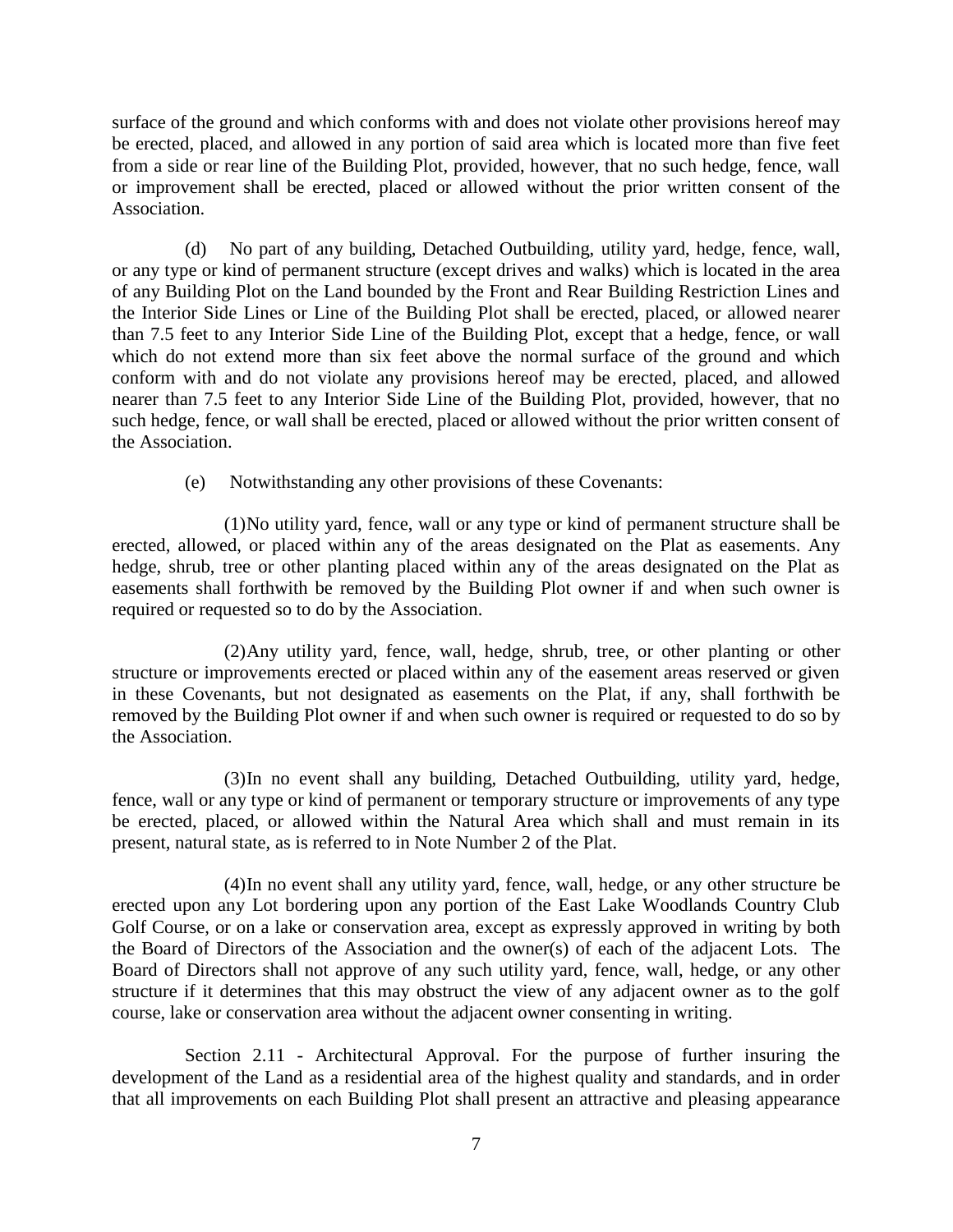surface of the ground and which conforms with and does not violate other provisions hereof may be erected, placed, and allowed in any portion of said area which is located more than five feet from a side or rear line of the Building Plot, provided, however, that no such hedge, fence, wall or improvement shall be erected, placed or allowed without the prior written consent of the Association.

(d) No part of any building, Detached Outbuilding, utility yard, hedge, fence, wall, or any type or kind of permanent structure (except drives and walks) which is located in the area of any Building Plot on the Land bounded by the Front and Rear Building Restriction Lines and the Interior Side Lines or Line of the Building Plot shall be erected, placed, or allowed nearer than 7.5 feet to any Interior Side Line of the Building Plot, except that a hedge, fence, or wall which do not extend more than six feet above the normal surface of the ground and which conform with and do not violate any provisions hereof may be erected, placed, and allowed nearer than 7.5 feet to any Interior Side Line of the Building Plot, provided, however, that no such hedge, fence, or wall shall be erected, placed or allowed without the prior written consent of the Association.

(e) Notwithstanding any other provisions of these Covenants:

(1) No utility yard, fence, wall or any type or kind of permanent structure shall be erected, allowed, or placed within any of the areas designated on the Plat as easements. Any hedge, shrub, tree or other planting placed within any of the areas designated on the Plat as easements shall forthwith be removed by the Building Plot owner if and when such owner is required or requested so to do by the Association.

(2) Any utility yard, fence, wall, hedge, shrub, tree, or other planting or other structure or improvements erected or placed within any of the easement areas reserved or given in these Covenants, but not designated as easements on the Plat, if any, shall forthwith be removed by the Building Plot owner if and when such owner is required or requested to do so by the Association.

(3) In no event shall any building, Detached Outbuilding, utility yard, hedge, fence, wall or any type or kind of permanent or temporary structure or improvements of any type be erected, placed, or allowed within the Natural Area which shall and must remain in its present, natural state, as is referred to in Note Number 2 of the Plat.

(4) In no event shall any utility yard, fence, wall, hedge, or any other structure be erected upon any Lot bordering upon any portion of the East Lake Woodlands Country Club Golf Course, or on a lake or conservation area, except as expressly approved in writing by both the Board of Directors of the Association and the owner(s) of each of the adjacent Lots. The Board of Directors shall not approve of any such utility yard, fence, wall, hedge, or any other structure if it determines that this may obstruct the view of any adjacent owner as to the golf course, lake or conservation area without the adjacent owner consenting in writing.

Section 2.11 - Architectural Approval. For the purpose of further insuring the development of the Land as a residential area of the highest quality and standards, and in order that all improvements on each Building Plot shall present an attractive and pleasing appearance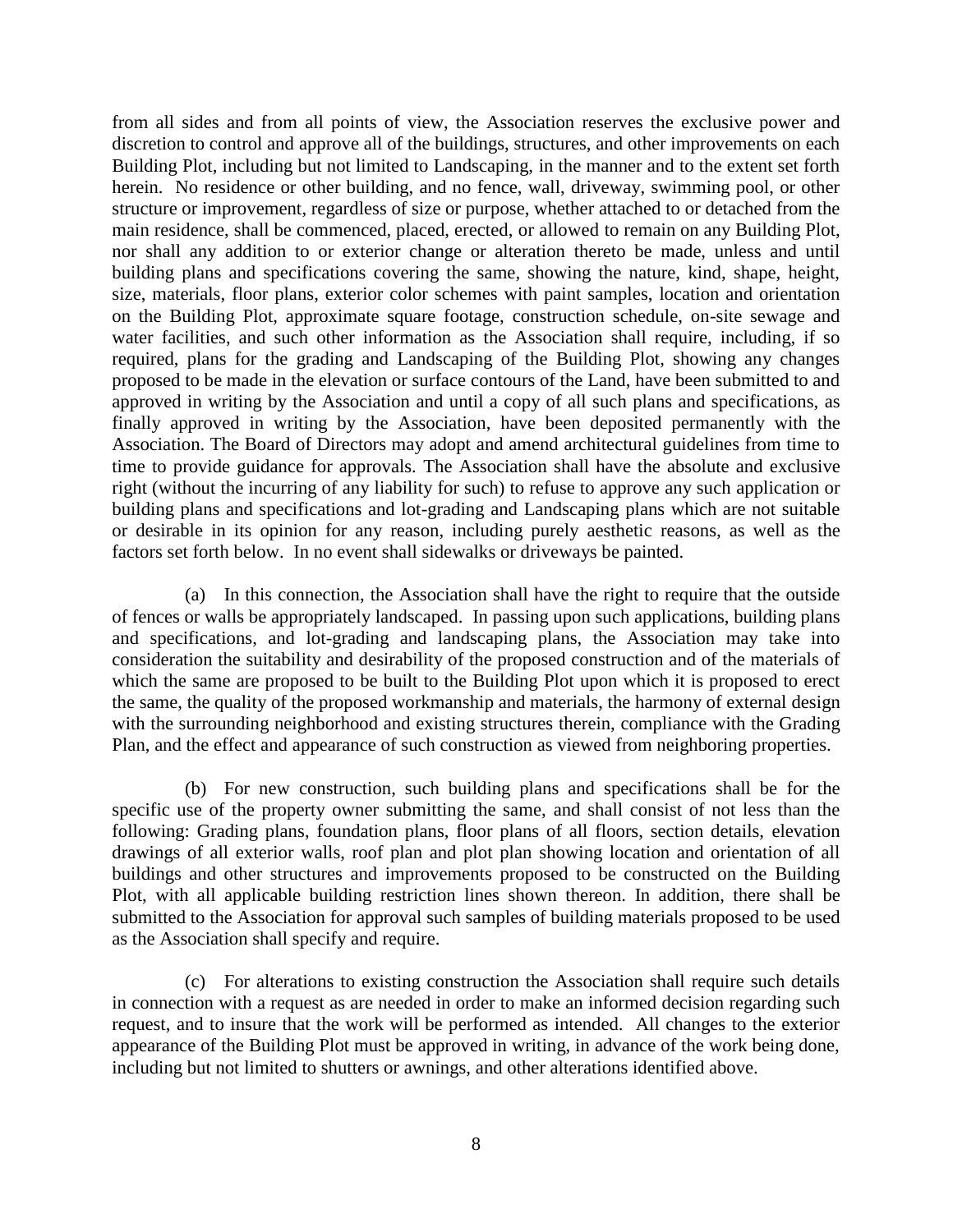from all sides and from all points of view, the Association reserves the exclusive power and discretion to control and approve all of the buildings, structures, and other improvements on each Building Plot, including but not limited to Landscaping, in the manner and to the extent set forth herein. No residence or other building, and no fence, wall, driveway, swimming pool, or other structure or improvement, regardless of size or purpose, whether attached to or detached from the main residence, shall be commenced, placed, erected, or allowed to remain on any Building Plot, nor shall any addition to or exterior change or alteration thereto be made, unless and until building plans and specifications covering the same, showing the nature, kind, shape, height, size, materials, floor plans, exterior color schemes with paint samples, location and orientation on the Building Plot, approximate square footage, construction schedule, on-site sewage and water facilities, and such other information as the Association shall require, including, if so required, plans for the grading and Landscaping of the Building Plot, showing any changes proposed to be made in the elevation or surface contours of the Land, have been submitted to and approved in writing by the Association and until a copy of all such plans and specifications, as finally approved in writing by the Association, have been deposited permanently with the Association. The Board of Directors may adopt and amend architectural guidelines from time to time to provide guidance for approvals. The Association shall have the absolute and exclusive right (without the incurring of any liability for such) to refuse to approve any such application or building plans and specifications and lot-grading and Landscaping plans which are not suitable or desirable in its opinion for any reason, including purely aesthetic reasons, as well as the factors set forth below. In no event shall sidewalks or driveways be painted.

(a) In this connection, the Association shall have the right to require that the outside of fences or walls be appropriately landscaped. In passing upon such applications, building plans and specifications, and lot-grading and landscaping plans, the Association may take into consideration the suitability and desirability of the proposed construction and of the materials of which the same are proposed to be built to the Building Plot upon which it is proposed to erect the same, the quality of the proposed workmanship and materials, the harmony of external design with the surrounding neighborhood and existing structures therein, compliance with the Grading Plan, and the effect and appearance of such construction as viewed from neighboring properties.

(b) For new construction, such building plans and specifications shall be for the specific use of the property owner submitting the same, and shall consist of not less than the following: Grading plans, foundation plans, floor plans of all floors, section details, elevation drawings of all exterior walls, roof plan and plot plan showing location and orientation of all buildings and other structures and improvements proposed to be constructed on the Building Plot, with all applicable building restriction lines shown thereon. In addition, there shall be submitted to the Association for approval such samples of building materials proposed to be used as the Association shall specify and require.

(c) For alterations to existing construction the Association shall require such details in connection with a request as are needed in order to make an informed decision regarding such request, and to insure that the work will be performed as intended. All changes to the exterior appearance of the Building Plot must be approved in writing, in advance of the work being done, including but not limited to shutters or awnings, and other alterations identified above.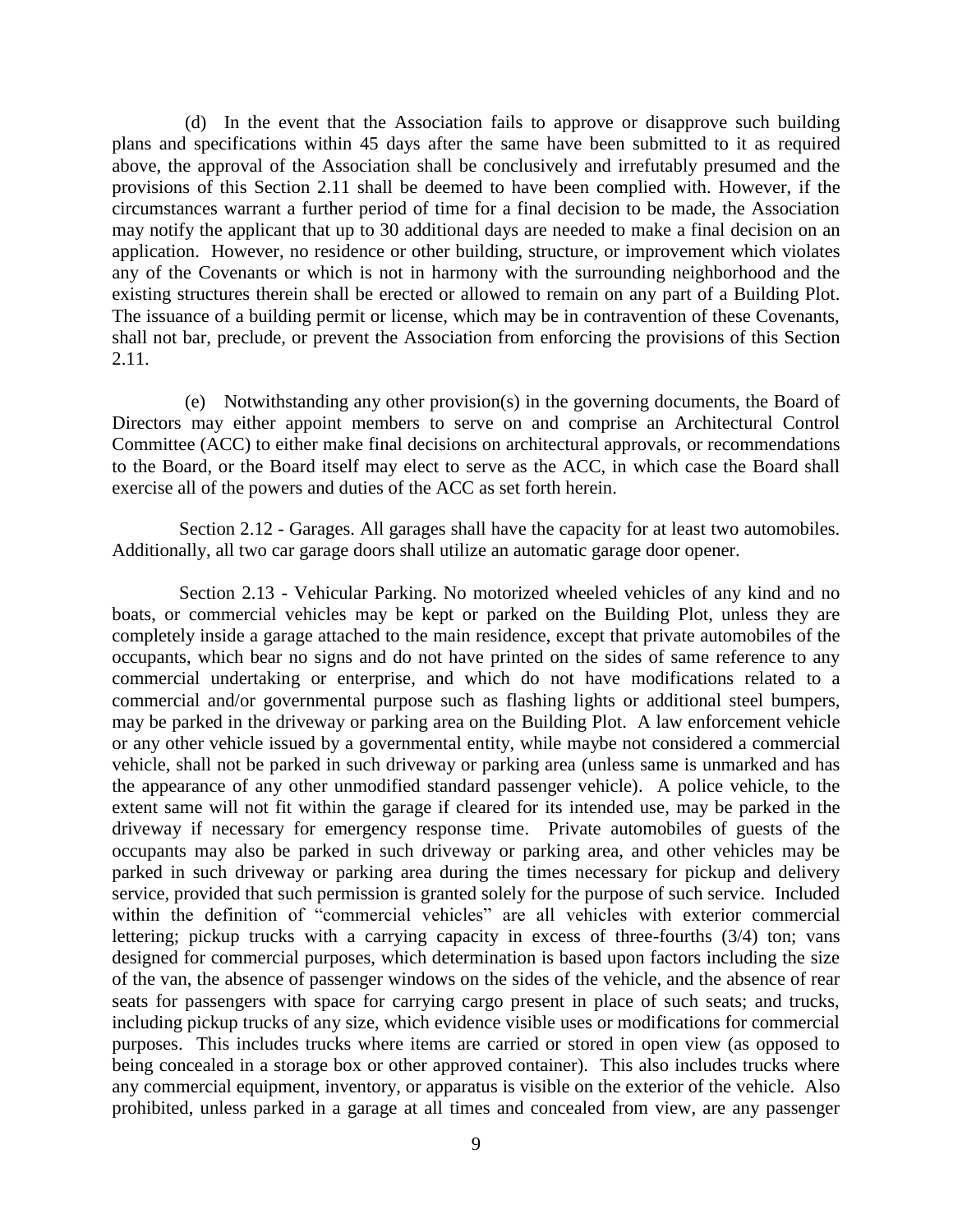(d) In the event that the Association fails to approve or disapprove such building plans and specifications within 45 days after the same have been submitted to it as required above, the approval of the Association shall be conclusively and irrefutably presumed and the provisions of this Section 2.11 shall be deemed to have been complied with. However, if the circumstances warrant a further period of time for a final decision to be made, the Association may notify the applicant that up to 30 additional days are needed to make a final decision on an application. However, no residence or other building, structure, or improvement which violates any of the Covenants or which is not in harmony with the surrounding neighborhood and the existing structures therein shall be erected or allowed to remain on any part of a Building Plot. The issuance of a building permit or license, which may be in contravention of these Covenants, shall not bar, preclude, or prevent the Association from enforcing the provisions of this Section 2.11.

(e) Notwithstanding any other provision(s) in the governing documents, the Board of Directors may either appoint members to serve on and comprise an Architectural Control Committee (ACC) to either make final decisions on architectural approvals, or recommendations to the Board, or the Board itself may elect to serve as the ACC, in which case the Board shall exercise all of the powers and duties of the ACC as set forth herein.

Section 2.12 - Garages. All garages shall have the capacity for at least two automobiles. Additionally, all two car garage doors shall utilize an automatic garage door opener.

Section 2.13 - Vehicular Parking. No motorized wheeled vehicles of any kind and no boats, or commercial vehicles may be kept or parked on the Building Plot, unless they are completely inside a garage attached to the main residence, except that private automobiles of the occupants, which bear no signs and do not have printed on the sides of same reference to any commercial undertaking or enterprise, and which do not have modifications related to a commercial and/or governmental purpose such as flashing lights or additional steel bumpers, may be parked in the driveway or parking area on the Building Plot. A law enforcement vehicle or any other vehicle issued by a governmental entity, while maybe not considered a commercial vehicle, shall not be parked in such driveway or parking area (unless same is unmarked and has the appearance of any other unmodified standard passenger vehicle). A police vehicle, to the extent same will not fit within the garage if cleared for its intended use, may be parked in the driveway if necessary for emergency response time. Private automobiles of guests of the occupants may also be parked in such driveway or parking area, and other vehicles may be parked in such driveway or parking area during the times necessary for pickup and delivery service, provided that such permission is granted solely for the purpose of such service. Included within the definition of "commercial vehicles" are all vehicles with exterior commercial lettering; pickup trucks with a carrying capacity in excess of three-fourths (3/4) ton; vans designed for commercial purposes, which determination is based upon factors including the size of the van, the absence of passenger windows on the sides of the vehicle, and the absence of rear seats for passengers with space for carrying cargo present in place of such seats; and trucks, including pickup trucks of any size, which evidence visible uses or modifications for commercial purposes. This includes trucks where items are carried or stored in open view (as opposed to being concealed in a storage box or other approved container). This also includes trucks where any commercial equipment, inventory, or apparatus is visible on the exterior of the vehicle. Also prohibited, unless parked in a garage at all times and concealed from view, are any passenger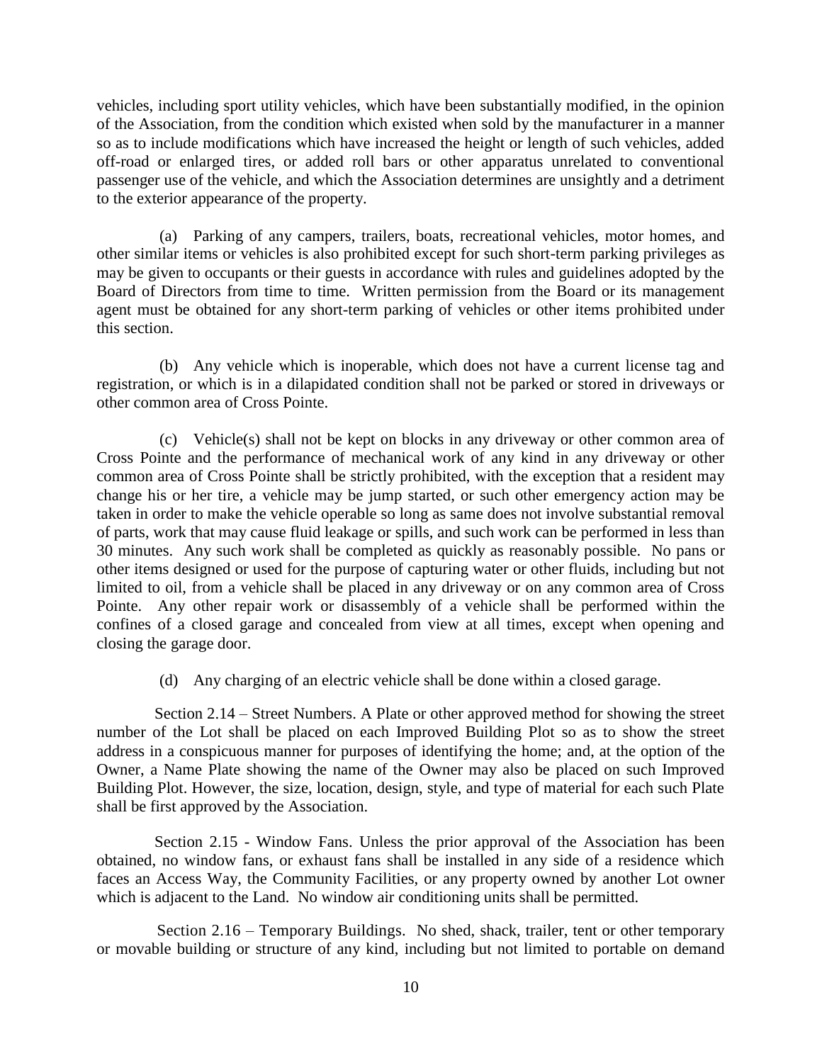vehicles, including sport utility vehicles, which have been substantially modified, in the opinion of the Association, from the condition which existed when sold by the manufacturer in a manner so as to include modifications which have increased the height or length of such vehicles, added off-road or enlarged tires, or added roll bars or other apparatus unrelated to conventional passenger use of the vehicle, and which the Association determines are unsightly and a detriment to the exterior appearance of the property.

(a) Parking of any campers, trailers, boats, recreational vehicles, motor homes, and other similar items or vehicles is also prohibited except for such short-term parking privileges as may be given to occupants or their guests in accordance with rules and guidelines adopted by the Board of Directors from time to time. Written permission from the Board or its management agent must be obtained for any short-term parking of vehicles or other items prohibited under this section.

(b) Any vehicle which is inoperable, which does not have a current license tag and registration, or which is in a dilapidated condition shall not be parked or stored in driveways or other common area of Cross Pointe.

(c) Vehicle(s) shall not be kept on blocks in any driveway or other common area of Cross Pointe and the performance of mechanical work of any kind in any driveway or other common area of Cross Pointe shall be strictly prohibited, with the exception that a resident may change his or her tire, a vehicle may be jump started, or such other emergency action may be taken in order to make the vehicle operable so long as same does not involve substantial removal of parts, work that may cause fluid leakage or spills, and such work can be performed in less than 30 minutes. Any such work shall be completed as quickly as reasonably possible. No pans or other items designed or used for the purpose of capturing water or other fluids, including but not limited to oil, from a vehicle shall be placed in any driveway or on any common area of Cross Pointe. Any other repair work or disassembly of a vehicle shall be performed within the confines of a closed garage and concealed from view at all times, except when opening and closing the garage door.

(d) Any charging of an electric vehicle shall be done within a closed garage.

Section 2.14 – Street Numbers. A Plate or other approved method for showing the street number of the Lot shall be placed on each Improved Building Plot so as to show the street address in a conspicuous manner for purposes of identifying the home; and, at the option of the Owner, a Name Plate showing the name of the Owner may also be placed on such Improved Building Plot. However, the size, location, design, style, and type of material for each such Plate shall be first approved by the Association.

Section 2.15 - Window Fans. Unless the prior approval of the Association has been obtained, no window fans, or exhaust fans shall be installed in any side of a residence which faces an Access Way, the Community Facilities, or any property owned by another Lot owner which is adjacent to the Land. No window air conditioning units shall be permitted.

Section 2.16 – Temporary Buildings. No shed, shack, trailer, tent or other temporary or movable building or structure of any kind, including but not limited to portable on demand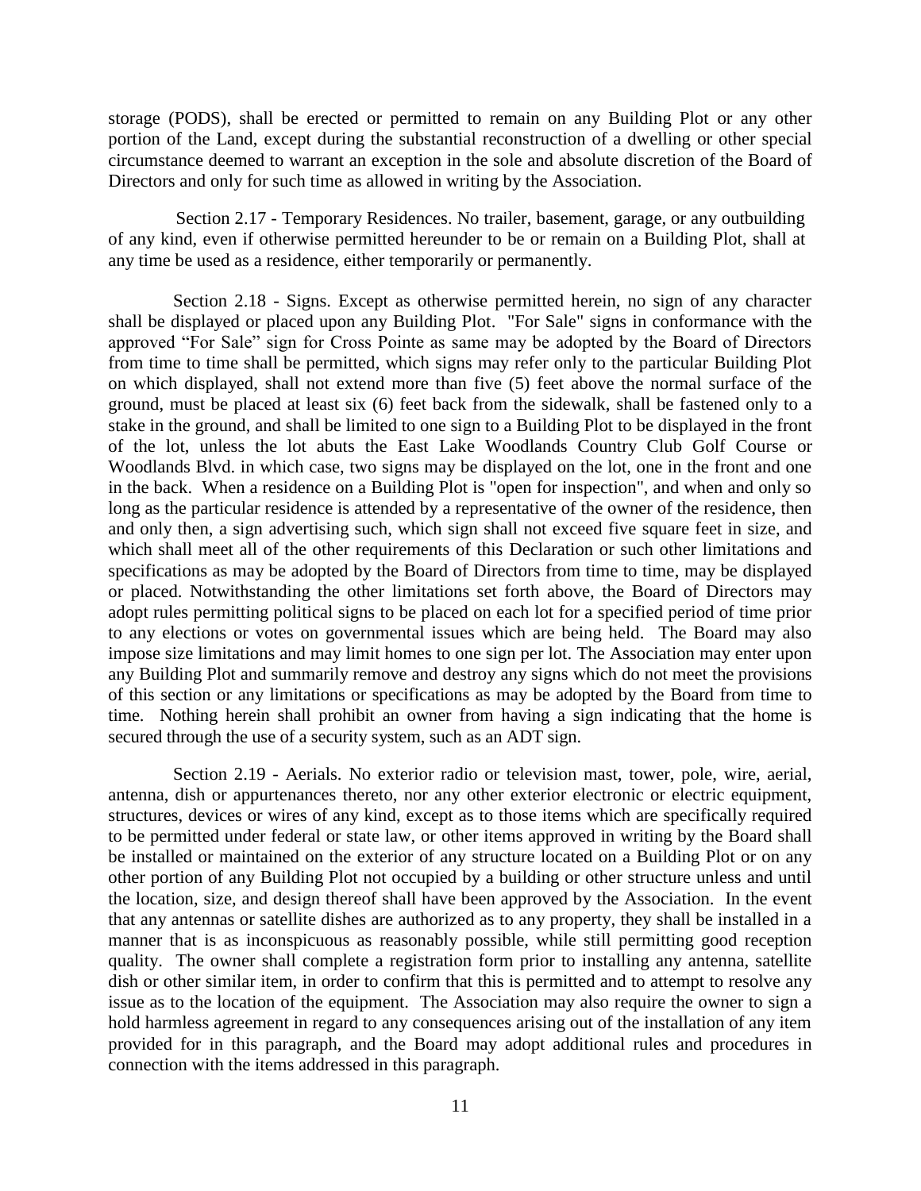storage (PODS), shall be erected or permitted to remain on any Building Plot or any other portion of the Land, except during the substantial reconstruction of a dwelling or other special circumstance deemed to warrant an exception in the sole and absolute discretion of the Board of Directors and only for such time as allowed in writing by the Association.

Section 2.17 - Temporary Residences. No trailer, basement, garage, or any outbuilding of any kind, even if otherwise permitted hereunder to be or remain on a Building Plot, shall at any time be used as a residence, either temporarily or permanently.

Section 2.18 - Signs. Except as otherwise permitted herein, no sign of any character shall be displayed or placed upon any Building Plot. "For Sale" signs in conformance with the approved "For Sale" sign for Cross Pointe as same may be adopted by the Board of Directors from time to time shall be permitted, which signs may refer only to the particular Building Plot on which displayed, shall not extend more than five (5) feet above the normal surface of the ground, must be placed at least six (6) feet back from the sidewalk, shall be fastened only to a stake in the ground, and shall be limited to one sign to a Building Plot to be displayed in the front of the lot, unless the lot abuts the East Lake Woodlands Country Club Golf Course or Woodlands Blvd. in which case, two signs may be displayed on the lot, one in the front and one in the back. When a residence on a Building Plot is "open for inspection", and when and only so long as the particular residence is attended by a representative of the owner of the residence, then and only then, a sign advertising such, which sign shall not exceed five square feet in size, and which shall meet all of the other requirements of this Declaration or such other limitations and specifications as may be adopted by the Board of Directors from time to time, may be displayed or placed. Notwithstanding the other limitations set forth above, the Board of Directors may adopt rules permitting political signs to be placed on each lot for a specified period of time prior to any elections or votes on governmental issues which are being held. The Board may also impose size limitations and may limit homes to one sign per lot. The Association may enter upon any Building Plot and summarily remove and destroy any signs which do not meet the provisions of this section or any limitations or specifications as may be adopted by the Board from time to time. Nothing herein shall prohibit an owner from having a sign indicating that the home is secured through the use of a security system, such as an ADT sign.

Section 2.19 - Aerials. No exterior radio or television mast, tower, pole, wire, aerial, antenna, dish or appurtenances thereto, nor any other exterior electronic or electric equipment, structures, devices or wires of any kind, except as to those items which are specifically required to be permitted under federal or state law, or other items approved in writing by the Board shall be installed or maintained on the exterior of any structure located on a Building Plot or on any other portion of any Building Plot not occupied by a building or other structure unless and until the location, size, and design thereof shall have been approved by the Association. In the event that any antennas or satellite dishes are authorized as to any property, they shall be installed in a manner that is as inconspicuous as reasonably possible, while still permitting good reception quality. The owner shall complete a registration form prior to installing any antenna, satellite dish or other similar item, in order to confirm that this is permitted and to attempt to resolve any issue as to the location of the equipment. The Association may also require the owner to sign a hold harmless agreement in regard to any consequences arising out of the installation of any item provided for in this paragraph, and the Board may adopt additional rules and procedures in connection with the items addressed in this paragraph.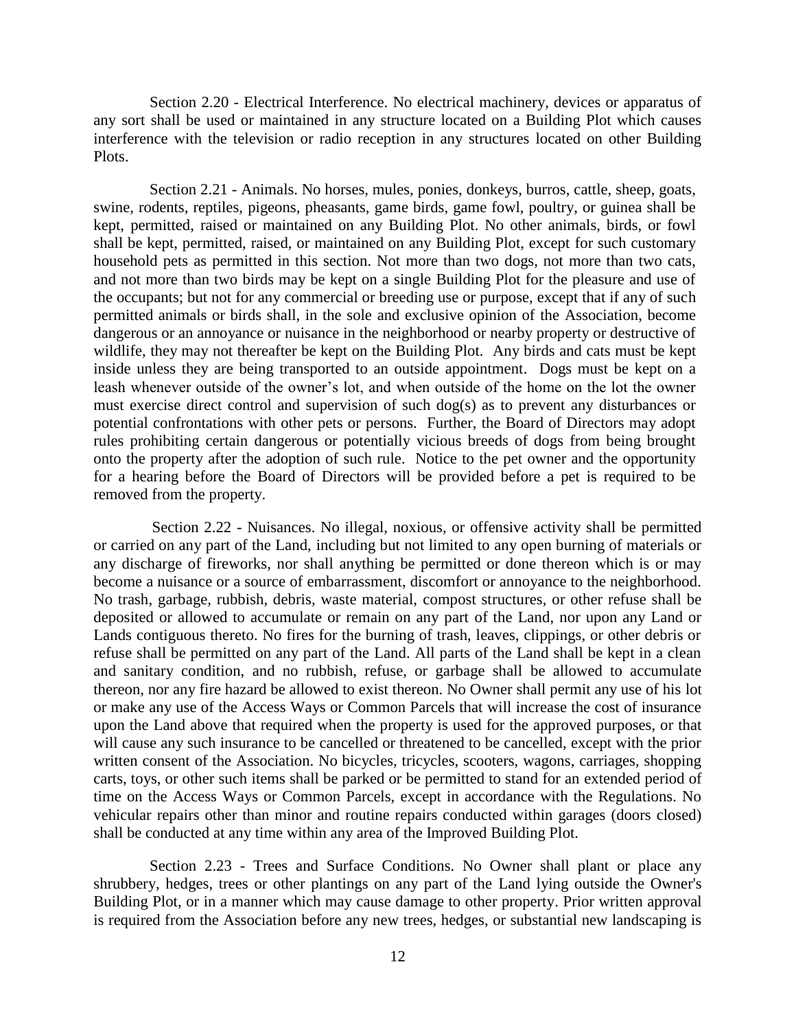Section 2.20 - Electrical Interference. No electrical machinery, devices or apparatus of any sort shall be used or maintained in any structure located on a Building Plot which causes interference with the television or radio reception in any structures located on other Building Plots.

Section 2.21 - Animals. No horses, mules, ponies, donkeys, burros, cattle, sheep, goats, swine, rodents, reptiles, pigeons, pheasants, game birds, game fowl, poultry, or guinea shall be kept, permitted, raised or maintained on any Building Plot. No other animals, birds, or fowl shall be kept, permitted, raised, or maintained on any Building Plot, except for such customary household pets as permitted in this section. Not more than two dogs, not more than two cats, and not more than two birds may be kept on a single Building Plot for the pleasure and use of the occupants; but not for any commercial or breeding use or purpose, except that if any of such permitted animals or birds shall, in the sole and exclusive opinion of the Association, become dangerous or an annoyance or nuisance in the neighborhood or nearby property or destructive of wildlife, they may not thereafter be kept on the Building Plot. Any birds and cats must be kept inside unless they are being transported to an outside appointment. Dogs must be kept on a leash whenever outside of the owner's lot, and when outside of the home on the lot the owner must exercise direct control and supervision of such dog(s) as to prevent any disturbances or potential confrontations with other pets or persons. Further, the Board of Directors may adopt rules prohibiting certain dangerous or potentially vicious breeds of dogs from being brought onto the property after the adoption of such rule. Notice to the pet owner and the opportunity for a hearing before the Board of Directors will be provided before a pet is required to be removed from the property.

Section 2.22 - Nuisances. No illegal, noxious, or offensive activity shall be permitted or carried on any part of the Land, including but not limited to any open burning of materials or any discharge of fireworks, nor shall anything be permitted or done thereon which is or may become a nuisance or a source of embarrassment, discomfort or annoyance to the neighborhood. No trash, garbage, rubbish, debris, waste material, compost structures, or other refuse shall be deposited or allowed to accumulate or remain on any part of the Land, nor upon any Land or Lands contiguous thereto. No fires for the burning of trash, leaves, clippings, or other debris or refuse shall be permitted on any part of the Land. All parts of the Land shall be kept in a clean and sanitary condition, and no rubbish, refuse, or garbage shall be allowed to accumulate thereon, nor any fire hazard be allowed to exist thereon. No Owner shall permit any use of his lot or make any use of the Access Ways or Common Parcels that will increase the cost of insurance upon the Land above that required when the property is used for the approved purposes, or that will cause any such insurance to be cancelled or threatened to be cancelled, except with the prior written consent of the Association. No bicycles, tricycles, scooters, wagons, carriages, shopping carts, toys, or other such items shall be parked or be permitted to stand for an extended period of time on the Access Ways or Common Parcels, except in accordance with the Regulations. No vehicular repairs other than minor and routine repairs conducted within garages (doors closed) shall be conducted at any time within any area of the Improved Building Plot.

Section 2.23 - Trees and Surface Conditions. No Owner shall plant or place any shrubbery, hedges, trees or other plantings on any part of the Land lying outside the Owner's Building Plot, or in a manner which may cause damage to other property. Prior written approval is required from the Association before any new trees, hedges, or substantial new landscaping is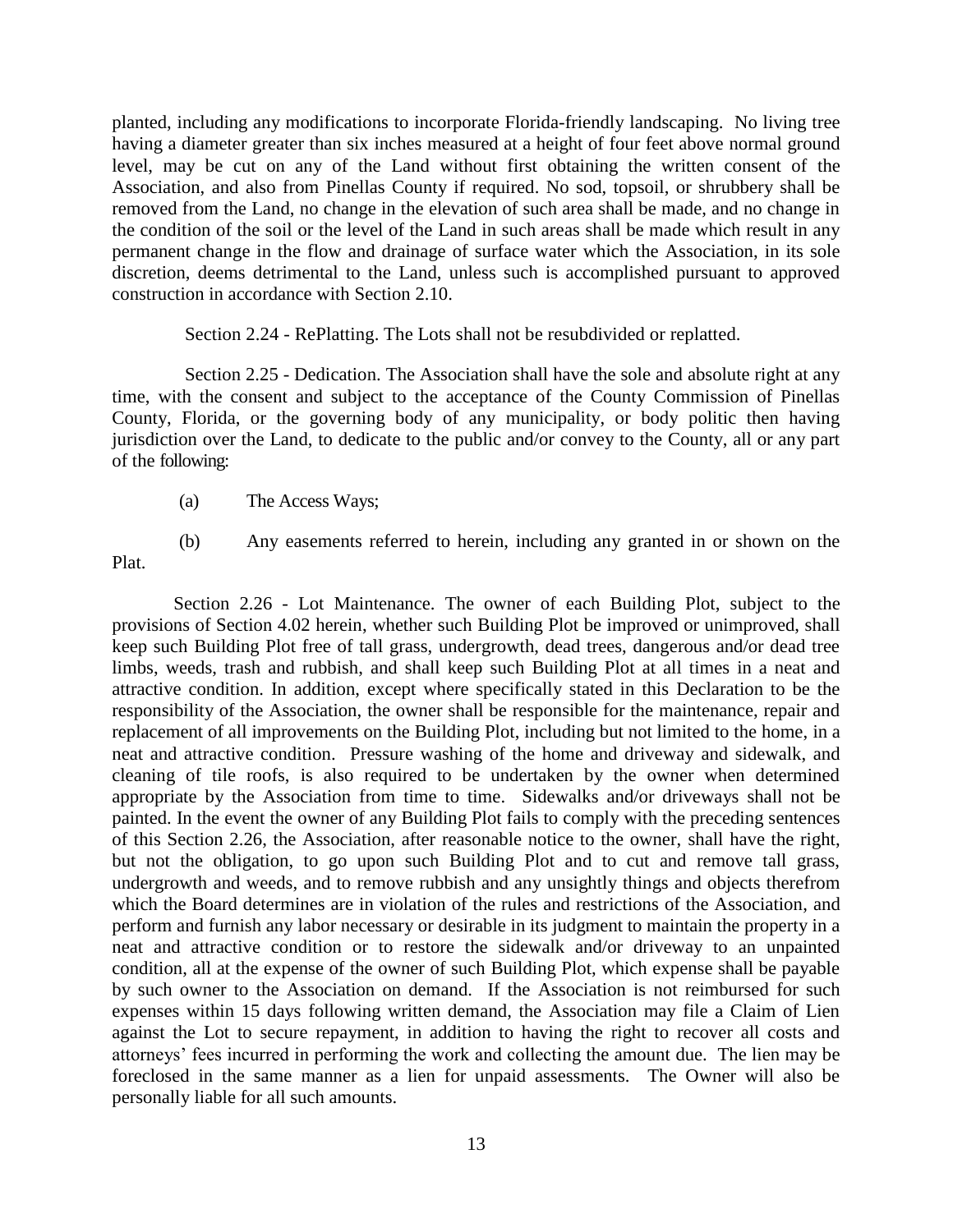planted, including any modifications to incorporate Florida-friendly landscaping. No living tree having a diameter greater than six inches measured at a height of four feet above normal ground level, may be cut on any of the Land without first obtaining the written consent of the Association, and also from Pinellas County if required. No sod, topsoil, or shrubbery shall be removed from the Land, no change in the elevation of such area shall be made, and no change in the condition of the soil or the level of the Land in such areas shall be made which result in any permanent change in the flow and drainage of surface water which the Association, in its sole discretion, deems detrimental to the Land, unless such is accomplished pursuant to approved construction in accordance with Section 2.10.

Section 2.24 - RePlatting. The Lots shall not be resubdivided or replatted.

Section 2.25 - Dedication. The Association shall have the sole and absolute right at any time, with the consent and subject to the acceptance of the County Commission of Pinellas County, Florida, or the governing body of any municipality, or body politic then having jurisdiction over the Land, to dedicate to the public and/or convey to the County, all or any part of the following:

(a) The Access Ways;

(b) Any easements referred to herein, including any granted in or shown on the Plat.

Section 2.26 - Lot Maintenance. The owner of each Building Plot, subject to the provisions of Section 4.02 herein, whether such Building Plot be improved or unimproved, shall keep such Building Plot free of tall grass, undergrowth, dead trees, dangerous and/or dead tree limbs, weeds, trash and rubbish, and shall keep such Building Plot at all times in a neat and attractive condition. In addition, except where specifically stated in this Declaration to be the responsibility of the Association, the owner shall be responsible for the maintenance, repair and replacement of all improvements on the Building Plot, including but not limited to the home, in a neat and attractive condition. Pressure washing of the home and driveway and sidewalk, and cleaning of tile roofs, is also required to be undertaken by the owner when determined appropriate by the Association from time to time. Sidewalks and/or driveways shall not be painted. In the event the owner of any Building Plot fails to comply with the preceding sentences of this Section 2.26, the Association, after reasonable notice to the owner, shall have the right, but not the obligation, to go upon such Building Plot and to cut and remove tall grass, undergrowth and weeds, and to remove rubbish and any unsightly things and objects therefrom which the Board determines are in violation of the rules and restrictions of the Association, and perform and furnish any labor necessary or desirable in its judgment to maintain the property in a neat and attractive condition or to restore the sidewalk and/or driveway to an unpainted condition, all at the expense of the owner of such Building Plot, which expense shall be payable by such owner to the Association on demand. If the Association is not reimbursed for such expenses within 15 days following written demand, the Association may file a Claim of Lien against the Lot to secure repayment, in addition to having the right to recover all costs and attorneys' fees incurred in performing the work and collecting the amount due. The lien may be foreclosed in the same manner as a lien for unpaid assessments. The Owner will also be personally liable for all such amounts.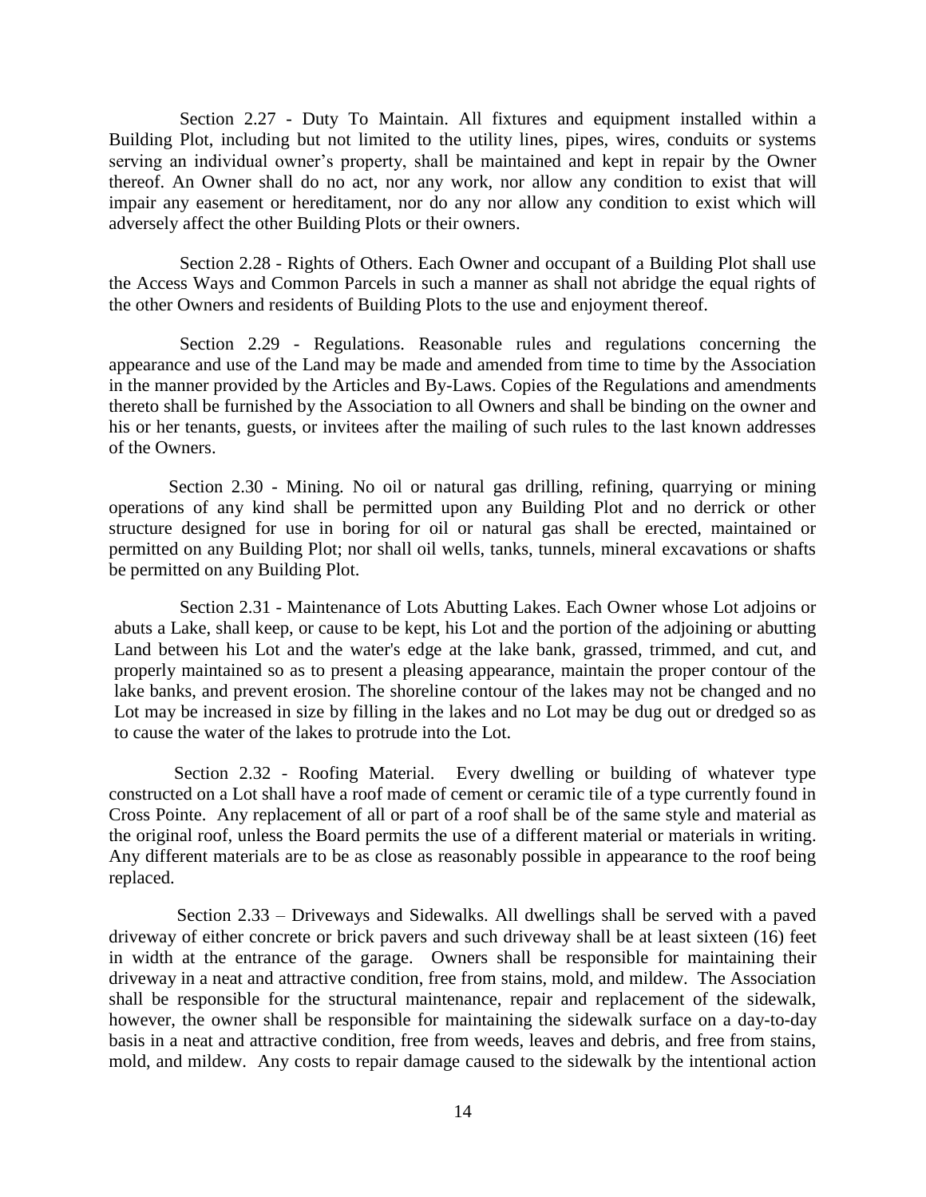Section 2.27 - Duty To Maintain. All fixtures and equipment installed within a Building Plot, including but not limited to the utility lines, pipes, wires, conduits or systems serving an individual owner's property, shall be maintained and kept in repair by the Owner thereof. An Owner shall do no act, nor any work, nor allow any condition to exist that will impair any easement or hereditament, nor do any nor allow any condition to exist which will adversely affect the other Building Plots or their owners.

Section 2.28 - Rights of Others. Each Owner and occupant of a Building Plot shall use the Access Ways and Common Parcels in such a manner as shall not abridge the equal rights of the other Owners and residents of Building Plots to the use and enjoyment thereof.

Section 2.29 - Regulations. Reasonable rules and regulations concerning the appearance and use of the Land may be made and amended from time to time by the Association in the manner provided by the Articles and By-Laws. Copies of the Regulations and amendments thereto shall be furnished by the Association to all Owners and shall be binding on the owner and his or her tenants, guests, or invitees after the mailing of such rules to the last known addresses of the Owners.

Section 2.30 - Mining. No oil or natural gas drilling, refining, quarrying or mining operations of any kind shall be permitted upon any Building Plot and no derrick or other structure designed for use in boring for oil or natural gas shall be erected, maintained or permitted on any Building Plot; nor shall oil wells, tanks, tunnels, mineral excavations or shafts be permitted on any Building Plot.

Section 2.31 - Maintenance of Lots Abutting Lakes. Each Owner whose Lot adjoins or abuts a Lake, shall keep, or cause to be kept, his Lot and the portion of the adjoining or abutting Land between his Lot and the water's edge at the lake bank, grassed, trimmed, and cut, and properly maintained so as to present a pleasing appearance, maintain the proper contour of the lake banks, and prevent erosion. The shoreline contour of the lakes may not be changed and no Lot may be increased in size by filling in the lakes and no Lot may be dug out or dredged so as to cause the water of the lakes to protrude into the Lot.

Section 2.32 - Roofing Material. Every dwelling or building of whatever type constructed on a Lot shall have a roof made of cement or ceramic tile of a type currently found in Cross Pointe. Any replacement of all or part of a roof shall be of the same style and material as the original roof, unless the Board permits the use of a different material or materials in writing. Any different materials are to be as close as reasonably possible in appearance to the roof being replaced.

Section 2.33 – Driveways and Sidewalks. All dwellings shall be served with a paved driveway of either concrete or brick pavers and such driveway shall be at least sixteen (16) feet in width at the entrance of the garage. Owners shall be responsible for maintaining their driveway in a neat and attractive condition, free from stains, mold, and mildew. The Association shall be responsible for the structural maintenance, repair and replacement of the sidewalk, however, the owner shall be responsible for maintaining the sidewalk surface on a day-to-day basis in a neat and attractive condition, free from weeds, leaves and debris, and free from stains, mold, and mildew. Any costs to repair damage caused to the sidewalk by the intentional action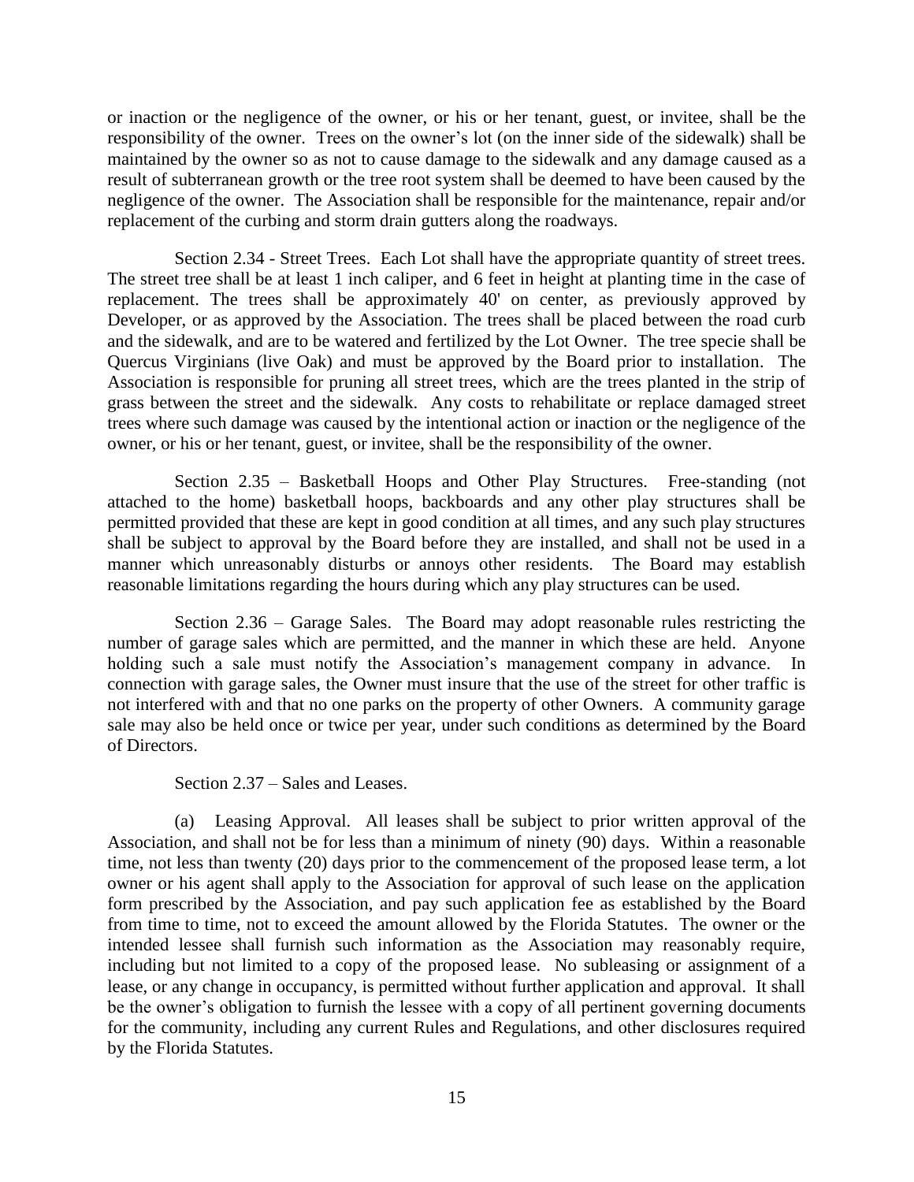or inaction or the negligence of the owner, or his or her tenant, guest, or invitee, shall be the responsibility of the owner. Trees on the owner's lot (on the inner side of the sidewalk) shall be maintained by the owner so as not to cause damage to the sidewalk and any damage caused as a result of subterranean growth or the tree root system shall be deemed to have been caused by the negligence of the owner. The Association shall be responsible for the maintenance, repair and/or replacement of the curbing and storm drain gutters along the roadways.

Section 2.34 - Street Trees. Each Lot shall have the appropriate quantity of street trees. The street tree shall be at least 1 inch caliper, and 6 feet in height at planting time in the case of replacement. The trees shall be approximately 40' on center, as previously approved by Developer, or as approved by the Association. The trees shall be placed between the road curb and the sidewalk, and are to be watered and fertilized by the Lot Owner. The tree specie shall be Quercus Virginians (live Oak) and must be approved by the Board prior to installation. The Association is responsible for pruning all street trees, which are the trees planted in the strip of grass between the street and the sidewalk. Any costs to rehabilitate or replace damaged street trees where such damage was caused by the intentional action or inaction or the negligence of the owner, or his or her tenant, guest, or invitee, shall be the responsibility of the owner.

Section 2.35 – Basketball Hoops and Other Play Structures. Free-standing (not attached to the home) basketball hoops, backboards and any other play structures shall be permitted provided that these are kept in good condition at all times, and any such play structures shall be subject to approval by the Board before they are installed, and shall not be used in a manner which unreasonably disturbs or annoys other residents. The Board may establish reasonable limitations regarding the hours during which any play structures can be used.

Section 2.36 – Garage Sales. The Board may adopt reasonable rules restricting the number of garage sales which are permitted, and the manner in which these are held. Anyone holding such a sale must notify the Association's management company in advance. In connection with garage sales, the Owner must insure that the use of the street for other traffic is not interfered with and that no one parks on the property of other Owners. A community garage sale may also be held once or twice per year, under such conditions as determined by the Board of Directors.

Section 2.37 – Sales and Leases.

(a) Leasing Approval. All leases shall be subject to prior written approval of the Association, and shall not be for less than a minimum of ninety (90) days. Within a reasonable time, not less than twenty (20) days prior to the commencement of the proposed lease term, a lot owner or his agent shall apply to the Association for approval of such lease on the application form prescribed by the Association, and pay such application fee as established by the Board from time to time, not to exceed the amount allowed by the Florida Statutes. The owner or the intended lessee shall furnish such information as the Association may reasonably require, including but not limited to a copy of the proposed lease. No subleasing or assignment of a lease, or any change in occupancy, is permitted without further application and approval. It shall be the owner's obligation to furnish the lessee with a copy of all pertinent governing documents for the community, including any current Rules and Regulations, and other disclosures required by the Florida Statutes.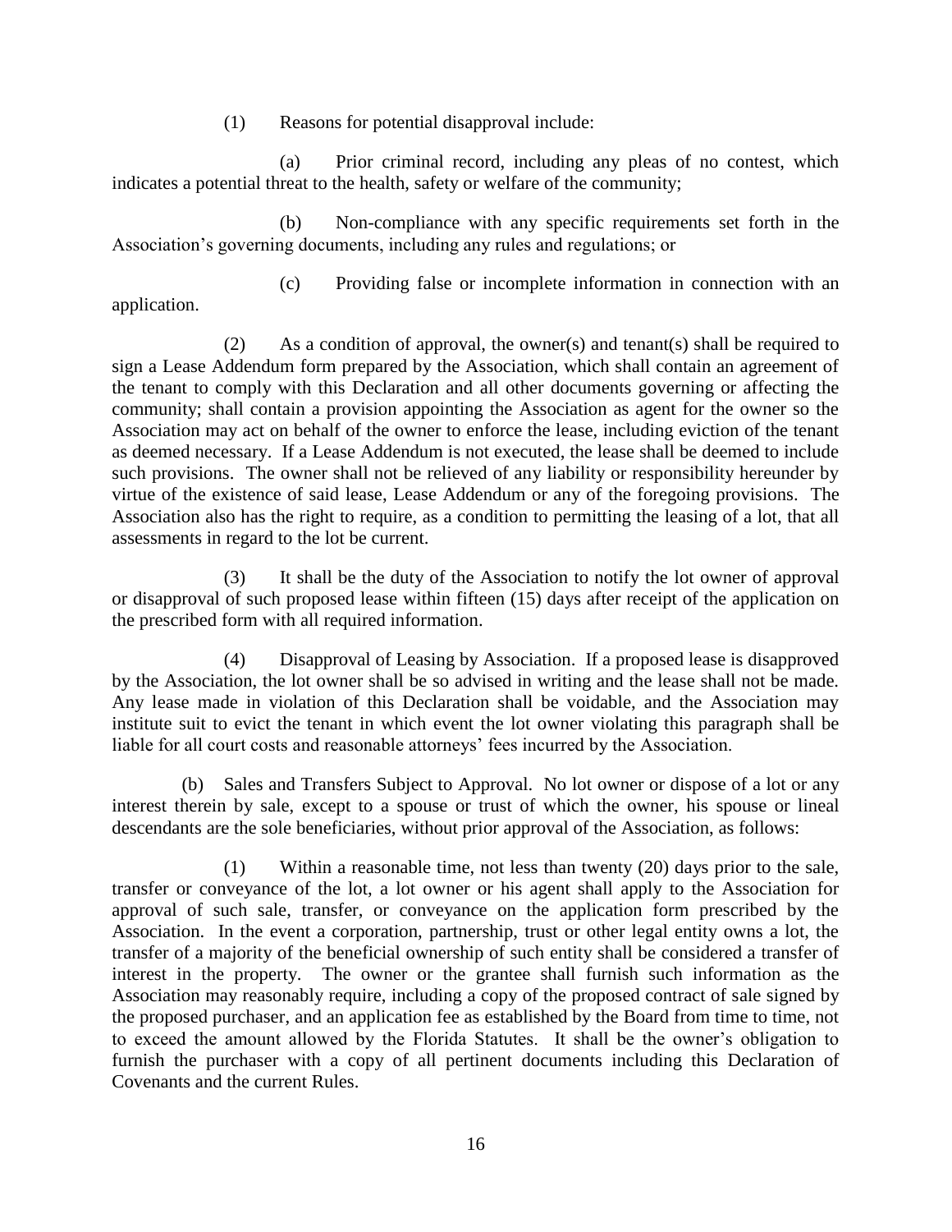(1) Reasons for potential disapproval include:

(a) Prior criminal record, including any pleas of no contest, which indicates a potential threat to the health, safety or welfare of the community;

(b) Non-compliance with any specific requirements set forth in the Association's governing documents, including any rules and regulations; or

(c) Providing false or incomplete information in connection with an application.

(2) As a condition of approval, the owner(s) and tenant(s) shall be required to sign a Lease Addendum form prepared by the Association, which shall contain an agreement of the tenant to comply with this Declaration and all other documents governing or affecting the community; shall contain a provision appointing the Association as agent for the owner so the Association may act on behalf of the owner to enforce the lease, including eviction of the tenant as deemed necessary. If a Lease Addendum is not executed, the lease shall be deemed to include such provisions. The owner shall not be relieved of any liability or responsibility hereunder by virtue of the existence of said lease, Lease Addendum or any of the foregoing provisions. The Association also has the right to require, as a condition to permitting the leasing of a lot, that all assessments in regard to the lot be current.

(3) It shall be the duty of the Association to notify the lot owner of approval or disapproval of such proposed lease within fifteen (15) days after receipt of the application on the prescribed form with all required information.

(4) Disapproval of Leasing by Association. If a proposed lease is disapproved by the Association, the lot owner shall be so advised in writing and the lease shall not be made. Any lease made in violation of this Declaration shall be voidable, and the Association may institute suit to evict the tenant in which event the lot owner violating this paragraph shall be liable for all court costs and reasonable attorneys' fees incurred by the Association.

(b) Sales and Transfers Subject to Approval. No lot owner or dispose of a lot or any interest therein by sale, except to a spouse or trust of which the owner, his spouse or lineal descendants are the sole beneficiaries, without prior approval of the Association, as follows:

(1) Within a reasonable time, not less than twenty (20) days prior to the sale, transfer or conveyance of the lot, a lot owner or his agent shall apply to the Association for approval of such sale, transfer, or conveyance on the application form prescribed by the Association. In the event a corporation, partnership, trust or other legal entity owns a lot, the transfer of a majority of the beneficial ownership of such entity shall be considered a transfer of interest in the property. The owner or the grantee shall furnish such information as the Association may reasonably require, including a copy of the proposed contract of sale signed by the proposed purchaser, and an application fee as established by the Board from time to time, not to exceed the amount allowed by the Florida Statutes. It shall be the owner's obligation to furnish the purchaser with a copy of all pertinent documents including this Declaration of Covenants and the current Rules.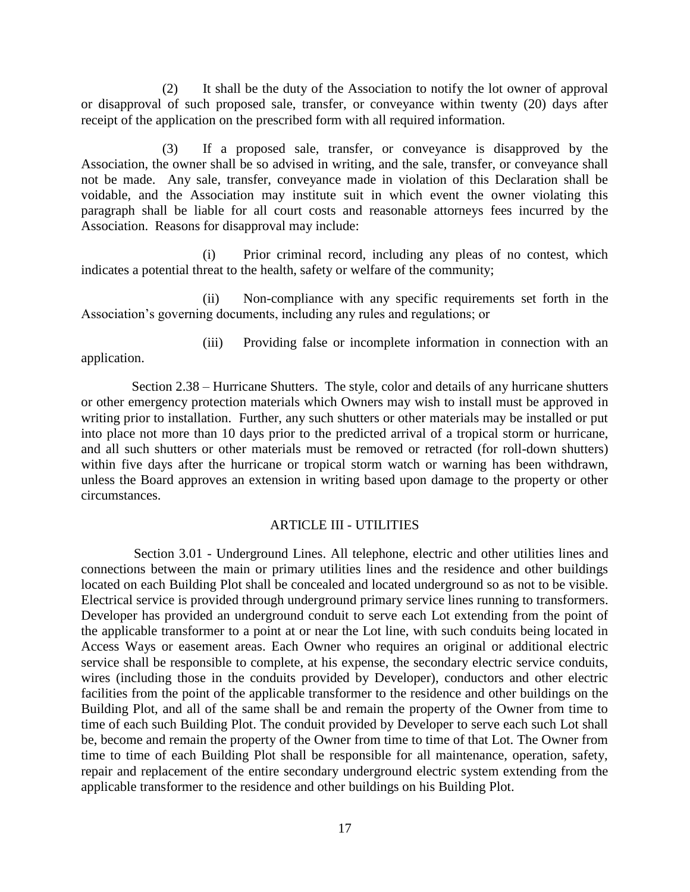(2) It shall be the duty of the Association to notify the lot owner of approval or disapproval of such proposed sale, transfer, or conveyance within twenty (20) days after receipt of the application on the prescribed form with all required information.

(3) If a proposed sale, transfer, or conveyance is disapproved by the Association, the owner shall be so advised in writing, and the sale, transfer, or conveyance shall not be made. Any sale, transfer, conveyance made in violation of this Declaration shall be voidable, and the Association may institute suit in which event the owner violating this paragraph shall be liable for all court costs and reasonable attorneys fees incurred by the Association. Reasons for disapproval may include:

(i) Prior criminal record, including any pleas of no contest, which indicates a potential threat to the health, safety or welfare of the community;

(ii) Non-compliance with any specific requirements set forth in the Association's governing documents, including any rules and regulations; or

(iii) Providing false or incomplete information in connection with an application.

Section 2.38 – Hurricane Shutters. The style, color and details of any hurricane shutters or other emergency protection materials which Owners may wish to install must be approved in writing prior to installation. Further, any such shutters or other materials may be installed or put into place not more than 10 days prior to the predicted arrival of a tropical storm or hurricane, and all such shutters or other materials must be removed or retracted (for roll-down shutters) within five days after the hurricane or tropical storm watch or warning has been withdrawn, unless the Board approves an extension in writing based upon damage to the property or other circumstances.

## ARTICLE III - UTILITIES

Section 3.01 - Underground Lines. All telephone, electric and other utilities lines and connections between the main or primary utilities lines and the residence and other buildings located on each Building Plot shall be concealed and located underground so as not to be visible. Electrical service is provided through underground primary service lines running to transformers. Developer has provided an underground conduit to serve each Lot extending from the point of the applicable transformer to a point at or near the Lot line, with such conduits being located in Access Ways or easement areas. Each Owner who requires an original or additional electric service shall be responsible to complete, at his expense, the secondary electric service conduits, wires (including those in the conduits provided by Developer), conductors and other electric facilities from the point of the applicable transformer to the residence and other buildings on the Building Plot, and all of the same shall be and remain the property of the Owner from time to time of each such Building Plot. The conduit provided by Developer to serve each such Lot shall be, become and remain the property of the Owner from time to time of that Lot. The Owner from time to time of each Building Plot shall be responsible for all maintenance, operation, safety, repair and replacement of the entire secondary underground electric system extending from the applicable transformer to the residence and other buildings on his Building Plot.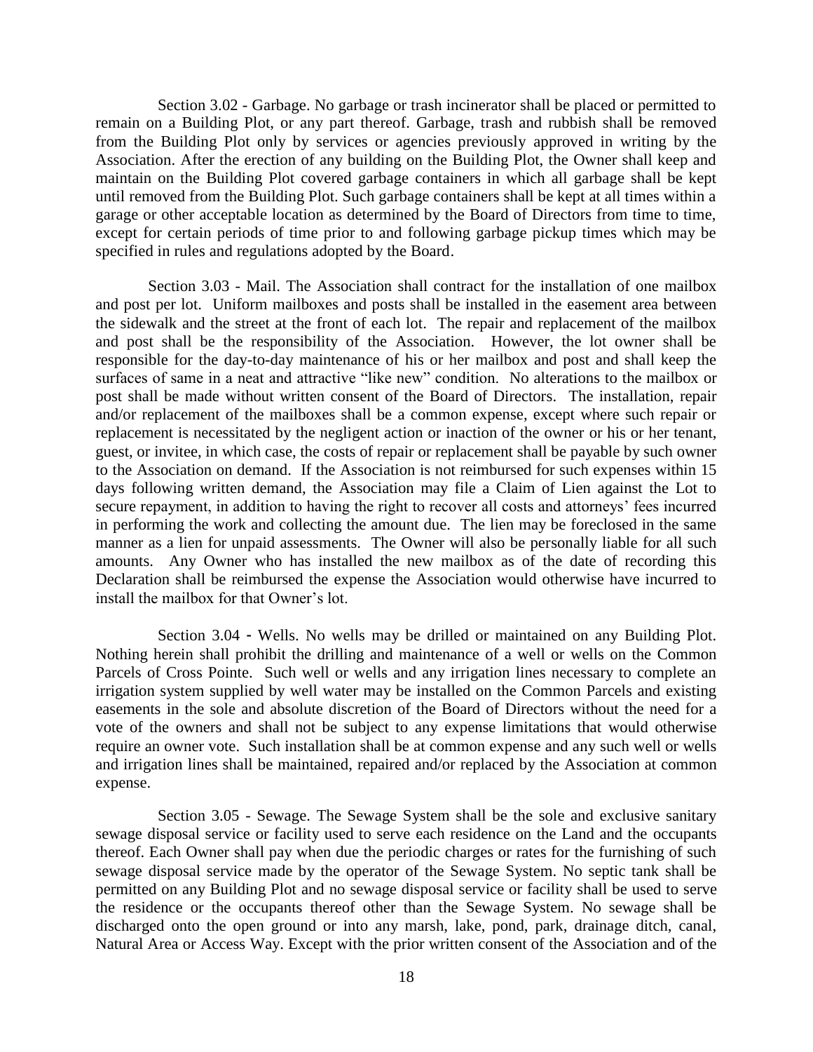Section 3.02 - Garbage. No garbage or trash incinerator shall be placed or permitted to remain on a Building Plot, or any part thereof. Garbage, trash and rubbish shall be removed from the Building Plot only by services or agencies previously approved in writing by the Association. After the erection of any building on the Building Plot, the Owner shall keep and maintain on the Building Plot covered garbage containers in which all garbage shall be kept until removed from the Building Plot. Such garbage containers shall be kept at all times within a garage or other acceptable location as determined by the Board of Directors from time to time, except for certain periods of time prior to and following garbage pickup times which may be specified in rules and regulations adopted by the Board.

Section 3.03 - Mail. The Association shall contract for the installation of one mailbox and post per lot. Uniform mailboxes and posts shall be installed in the easement area between the sidewalk and the street at the front of each lot. The repair and replacement of the mailbox and post shall be the responsibility of the Association. However, the lot owner shall be responsible for the day-to-day maintenance of his or her mailbox and post and shall keep the surfaces of same in a neat and attractive "like new" condition. No alterations to the mailbox or post shall be made without written consent of the Board of Directors. The installation, repair and/or replacement of the mailboxes shall be a common expense, except where such repair or replacement is necessitated by the negligent action or inaction of the owner or his or her tenant, guest, or invitee, in which case, the costs of repair or replacement shall be payable by such owner to the Association on demand. If the Association is not reimbursed for such expenses within 15 days following written demand, the Association may file a Claim of Lien against the Lot to secure repayment, in addition to having the right to recover all costs and attorneys' fees incurred in performing the work and collecting the amount due. The lien may be foreclosed in the same manner as a lien for unpaid assessments. The Owner will also be personally liable for all such amounts. Any Owner who has installed the new mailbox as of the date of recording this Declaration shall be reimbursed the expense the Association would otherwise have incurred to install the mailbox for that Owner's lot.

Section 3.04 - Wells. No wells may be drilled or maintained on any Building Plot. Nothing herein shall prohibit the drilling and maintenance of a well or wells on the Common Parcels of Cross Pointe. Such well or wells and any irrigation lines necessary to complete an irrigation system supplied by well water may be installed on the Common Parcels and existing easements in the sole and absolute discretion of the Board of Directors without the need for a vote of the owners and shall not be subject to any expense limitations that would otherwise require an owner vote. Such installation shall be at common expense and any such well or wells and irrigation lines shall be maintained, repaired and/or replaced by the Association at common expense.

Section 3.05 - Sewage. The Sewage System shall be the sole and exclusive sanitary sewage disposal service or facility used to serve each residence on the Land and the occupants thereof. Each Owner shall pay when due the periodic charges or rates for the furnishing of such sewage disposal service made by the operator of the Sewage System. No septic tank shall be permitted on any Building Plot and no sewage disposal service or facility shall be used to serve the residence or the occupants thereof other than the Sewage System. No sewage shall be discharged onto the open ground or into any marsh, lake, pond, park, drainage ditch, canal, Natural Area or Access Way. Except with the prior written consent of the Association and of the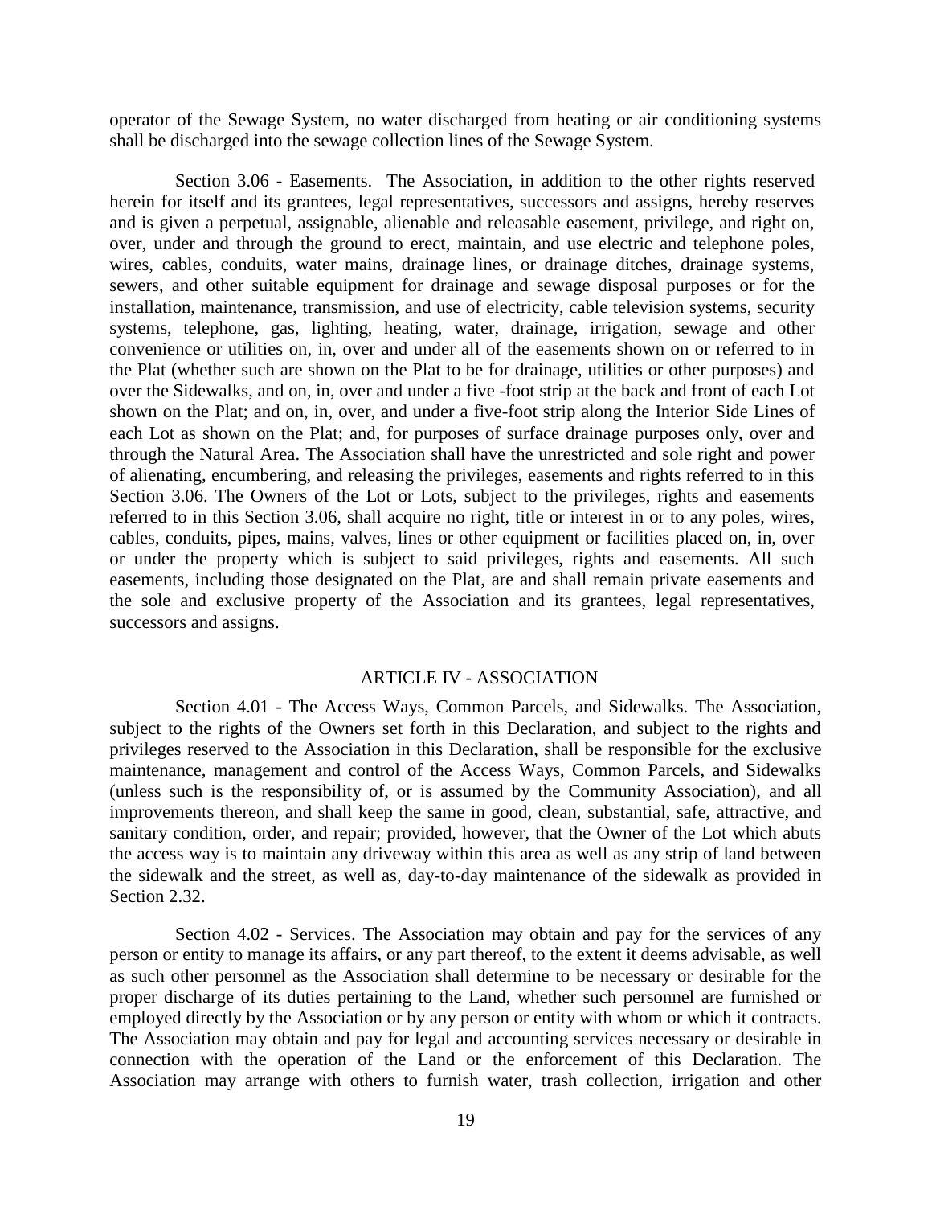operator of the Sewage System, no water discharged from heating or air conditioning systems shall be discharged into the sewage collection lines of the Sewage System.

Section 3.06 - Easements. The Association, in addition to the other rights reserved herein for itself and its grantees, legal representatives, successors and assigns, hereby reserves and is given a perpetual, assignable, alienable and releasable easement, privilege, and right on, over, under and through the ground to erect, maintain, and use electric and telephone poles, wires, cables, conduits, water mains, drainage lines, or drainage ditches, drainage systems, sewers, and other suitable equipment for drainage and sewage disposal purposes or for the installation, maintenance, transmission, and use of electricity, cable television systems, security systems, telephone, gas, lighting, heating, water, drainage, irrigation, sewage and other convenience or utilities on, in, over and under all of the easements shown on or referred to in the Plat (whether such are shown on the Plat to be for drainage, utilities or other purposes) and over the Sidewalks, and on, in, over and under a five -foot strip at the back and front of each Lot shown on the Plat; and on, in, over, and under a five-foot strip along the Interior Side Lines of each Lot as shown on the Plat; and, for purposes of surface drainage purposes only, over and through the Natural Area. The Association shall have the unrestricted and sole right and power of alienating, encumbering, and releasing the privileges, easements and rights referred to in this Section 3.06. The Owners of the Lot or Lots, subject to the privileges, rights and easements referred to in this Section 3.06, shall acquire no right, title or interest in or to any poles, wires, cables, conduits, pipes, mains, valves, lines or other equipment or facilities placed on, in, over or under the property which is subject to said privileges, rights and easements. All such easements, including those designated on the Plat, are and shall remain private easements and the sole and exclusive property of the Association and its grantees, legal representatives, successors and assigns.

## ARTICLE IV - ASSOCIATION

Section 4.01 - The Access Ways, Common Parcels, and Sidewalks. The Association, subject to the rights of the Owners set forth in this Declaration, and subject to the rights and privileges reserved to the Association in this Declaration, shall be responsible for the exclusive maintenance, management and control of the Access Ways, Common Parcels, and Sidewalks (unless such is the responsibility of, or is assumed by the Community Association), and all improvements thereon, and shall keep the same in good, clean, substantial, safe, attractive, and sanitary condition, order, and repair; provided, however, that the Owner of the Lot which abuts the access way is to maintain any driveway within this area as well as any strip of land between the sidewalk and the street, as well as, day-to-day maintenance of the sidewalk as provided in Section 2.32.

Section 4.02 - Services. The Association may obtain and pay for the services of any person or entity to manage its affairs, or any part thereof, to the extent it deems advisable, as well as such other personnel as the Association shall determine to be necessary or desirable for the proper discharge of its duties pertaining to the Land, whether such personnel are furnished or employed directly by the Association or by any person or entity with whom or which it contracts. The Association may obtain and pay for legal and accounting services necessary or desirable in connection with the operation of the Land or the enforcement of this Declaration. The Association may arrange with others to furnish water, trash collection, irrigation and other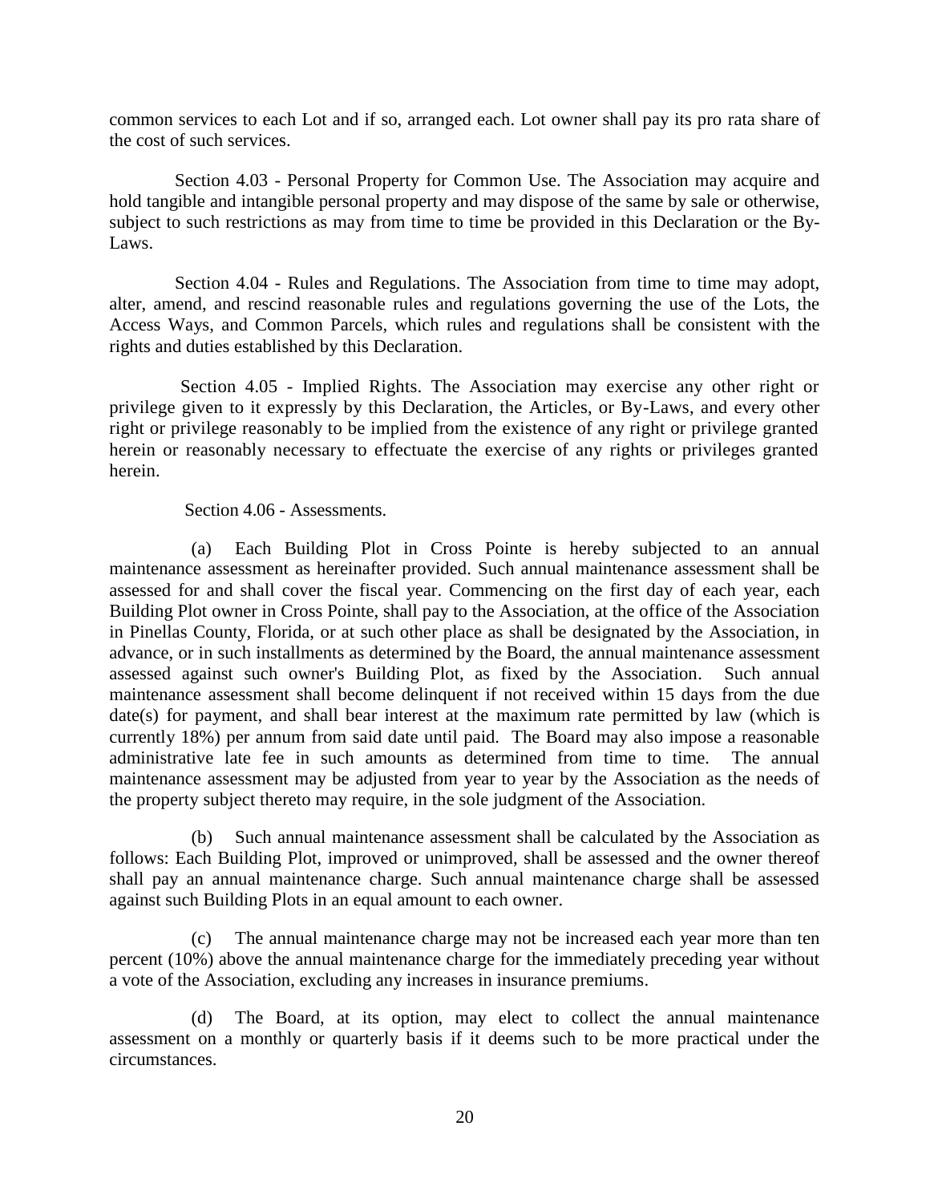common services to each Lot and if so, arranged each. Lot owner shall pay its pro rata share of the cost of such services.

Section 4.03 - Personal Property for Common Use. The Association may acquire and hold tangible and intangible personal property and may dispose of the same by sale or otherwise, subject to such restrictions as may from time to time be provided in this Declaration or the By-Laws.

Section 4.04 - Rules and Regulations. The Association from time to time may adopt, alter, amend, and rescind reasonable rules and regulations governing the use of the Lots, the Access Ways, and Common Parcels, which rules and regulations shall be consistent with the rights and duties established by this Declaration.

Section 4.05 - Implied Rights. The Association may exercise any other right or privilege given to it expressly by this Declaration, the Articles, or By-Laws, and every other right or privilege reasonably to be implied from the existence of any right or privilege granted herein or reasonably necessary to effectuate the exercise of any rights or privileges granted herein.

Section 4.06 - Assessments.

(a) Each Building Plot in Cross Pointe is hereby subjected to an annual maintenance assessment as hereinafter provided. Such annual maintenance assessment shall be assessed for and shall cover the fiscal year. Commencing on the first day of each year, each Building Plot owner in Cross Pointe, shall pay to the Association, at the office of the Association in Pinellas County, Florida, or at such other place as shall be designated by the Association, in advance, or in such installments as determined by the Board, the annual maintenance assessment assessed against such owner's Building Plot, as fixed by the Association. Such annual maintenance assessment shall become delinquent if not received within 15 days from the due date(s) for payment, and shall bear interest at the maximum rate permitted by law (which is currently 18%) per annum from said date until paid. The Board may also impose a reasonable administrative late fee in such amounts as determined from time to time. The annual maintenance assessment may be adjusted from year to year by the Association as the needs of the property subject thereto may require, in the sole judgment of the Association.

(b) Such annual maintenance assessment shall be calculated by the Association as follows: Each Building Plot, improved or unimproved, shall be assessed and the owner thereof shall pay an annual maintenance charge. Such annual maintenance charge shall be assessed against such Building Plots in an equal amount to each owner.

(c) The annual maintenance charge may not be increased each year more than ten percent (10%) above the annual maintenance charge for the immediately preceding year without a vote of the Association, excluding any increases in insurance premiums.

(d) The Board, at its option, may elect to collect the annual maintenance assessment on a monthly or quarterly basis if it deems such to be more practical under the circumstances.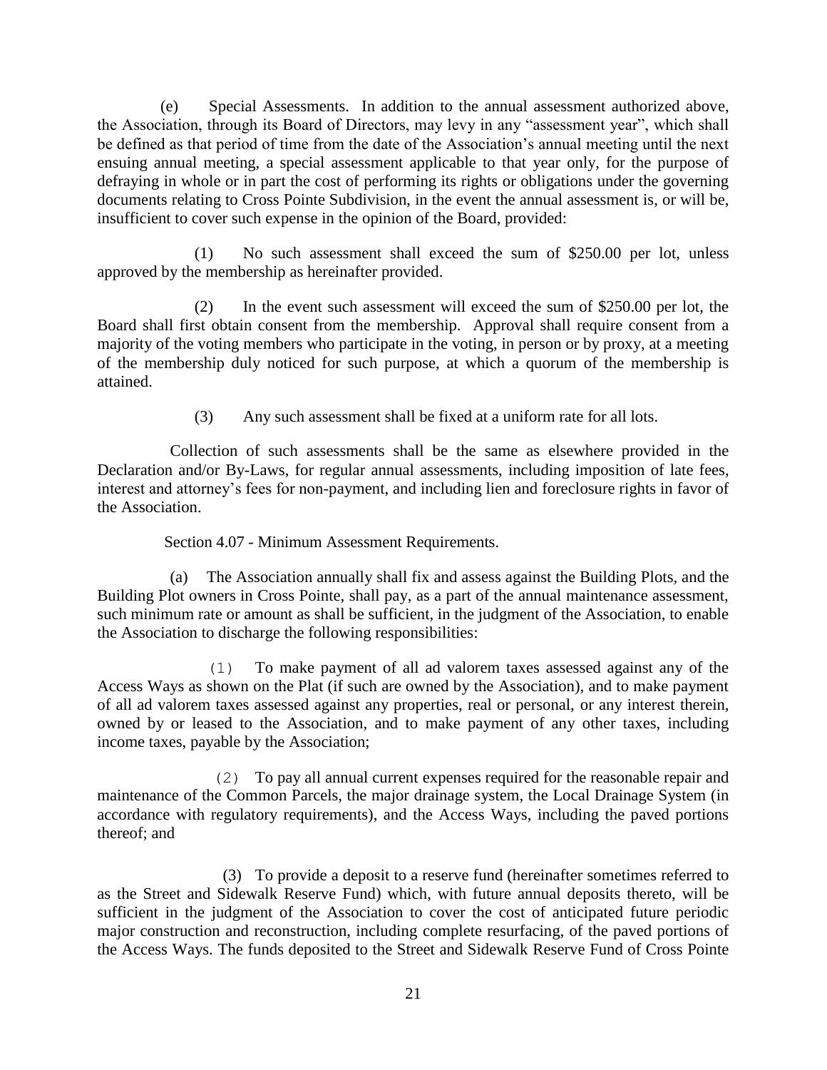(e) Special Assessments. In addition to the annual assessment authorized above, the Association, through its Board of Directors, may levy in any "assessment year", which shall be defined as that period of time from the date of the Association's annual meeting until the next ensuing annual meeting, a special assessment applicable to that year only, for the purpose of defraying in whole or in part the cost of performing its rights or obligations under the governing documents relating to Cross Pointe Subdivision, in the event the annual assessment is, or will be, insufficient to cover such expense in the opinion of the Board, provided:

(1) No such assessment shall exceed the sum of $250.00 per lot, unless approved by the membership as hereinafter provided.

(2) In the event such assessment will exceed the sum of $250.00 per lot, the Board shall first obtain consent from the membership. Approval shall require consent from a majority of the voting members who participate in the voting, in person or by proxy, at a meeting of the membership duly noticed for such purpose, at which a quorum of the membership is attained.

(3) Any such assessment shall be fixed at a uniform rate for all lots.

Collection of such assessments shall be the same as elsewhere provided in the Declaration and/or By-Laws, for regular annual assessments, including imposition of late fees, interest and attorney's fees for non-payment, and including lien and foreclosure rights in favor of the Association.

Section 4.07 - Minimum Assessment Requirements.

(a) The Association annually shall fix and assess against the Building Plots, and the Building Plot owners in Cross Pointe, shall pay, as a part of the annual maintenance assessment, such minimum rate or amount as shall be sufficient, in the judgment of the Association, to enable the Association to discharge the following responsibilities:

(1) To make payment of all ad valorem taxes assessed against any of the Access Ways as shown on the Plat (if such are owned by the Association), and to make payment of all ad valorem taxes assessed against any properties, real or personal, or any interest therein, owned by or leased to the Association, and to make payment of any other taxes, including income taxes, payable by the Association;

(2) To pay all annual current expenses required for the reasonable repair and maintenance of the Common Parcels, the major drainage system, the Local Drainage System (in accordance with regulatory requirements), and the Access Ways, including the paved portions thereof; and

(3) To provide a deposit to a reserve fund (hereinafter sometimes referred to as the Street and Sidewalk Reserve Fund) which, with future annual deposits thereto, will be sufficient in the judgment of the Association to cover the cost of anticipated future periodic major construction and reconstruction, including complete resurfacing, of the paved portions of the Access Ways. The funds deposited to the Street and Sidewalk Reserve Fund of Cross Pointe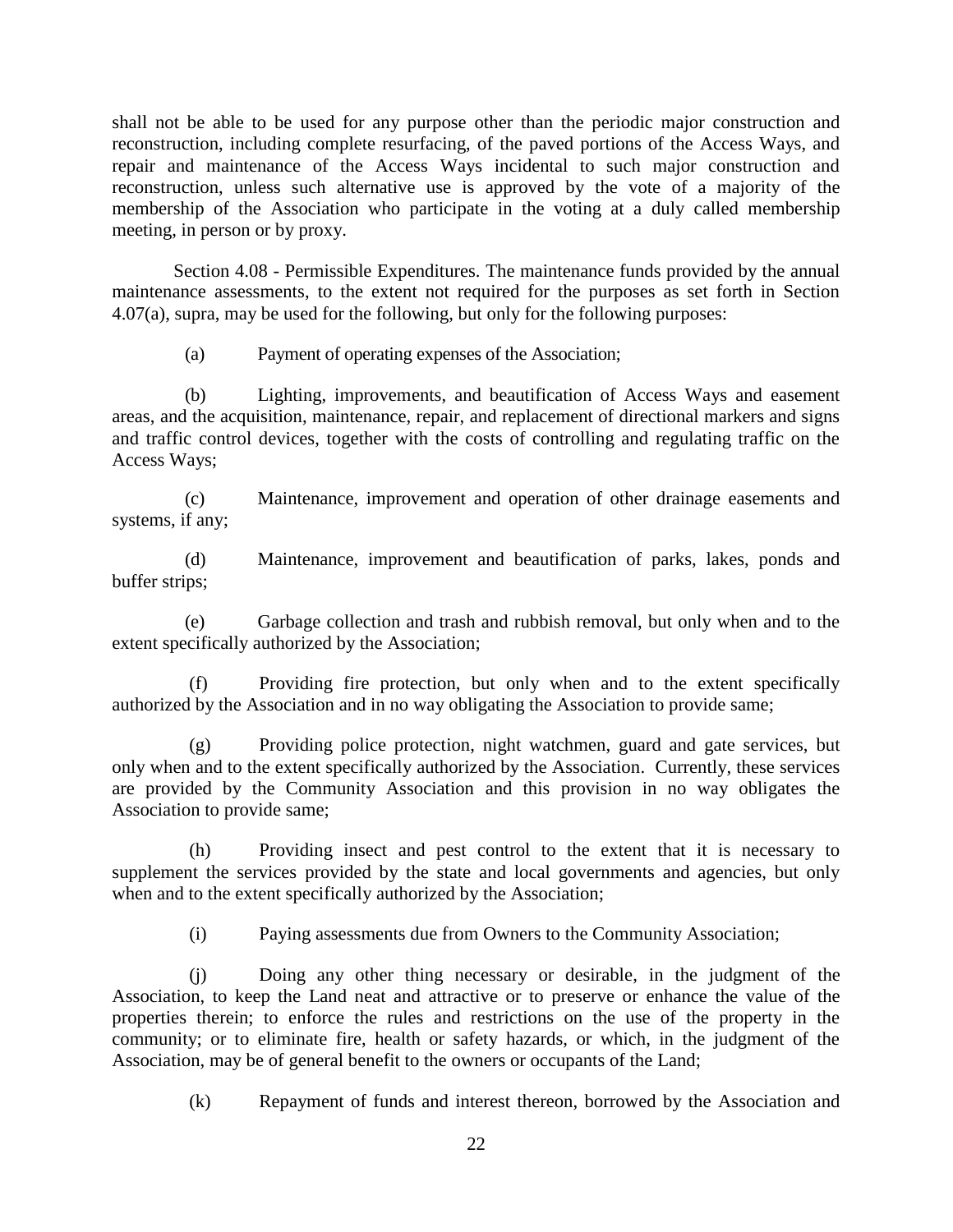shall not be able to be used for any purpose other than the periodic major construction and reconstruction, including complete resurfacing, of the paved portions of the Access Ways, and repair and maintenance of the Access Ways incidental to such major construction and reconstruction, unless such alternative use is approved by the vote of a majority of the membership of the Association who participate in the voting at a duly called membership meeting, in person or by proxy.

Section 4.08 - Permissible Expenditures. The maintenance funds provided by the annual maintenance assessments, to the extent not required for the purposes as set forth in Section 4.07(a), supra, may be used for the following, but only for the following purposes:

(a) Payment of operating expenses of the Association;

(b) Lighting, improvements, and beautification of Access Ways and easement areas, and the acquisition, maintenance, repair, and replacement of directional markers and signs and traffic control devices, together with the costs of controlling and regulating traffic on the Access Ways;

(c) Maintenance, improvement and operation of other drainage easements and systems, if any;

(d) Maintenance, improvement and beautification of parks, lakes, ponds and buffer strips;

(e) Garbage collection and trash and rubbish removal, but only when and to the extent specifically authorized by the Association;

(f) Providing fire protection, but only when and to the extent specifically authorized by the Association and in no way obligating the Association to provide same;

(g) Providing police protection, night watchmen, guard and gate services, but only when and to the extent specifically authorized by the Association. Currently, these services are provided by the Community Association and this provision in no way obligates the Association to provide same;

(h) Providing insect and pest control to the extent that it is necessary to supplement the services provided by the state and local governments and agencies, but only when and to the extent specifically authorized by the Association;

(i) Paying assessments due from Owners to the Community Association;

(j) Doing any other thing necessary or desirable, in the judgment of the Association, to keep the Land neat and attractive or to preserve or enhance the value of the properties therein; to enforce the rules and restrictions on the use of the property in the community; or to eliminate fire, health or safety hazards, or which, in the judgment of the Association, may be of general benefit to the owners or occupants of the Land;

(k) Repayment of funds and interest thereon, borrowed by the Association and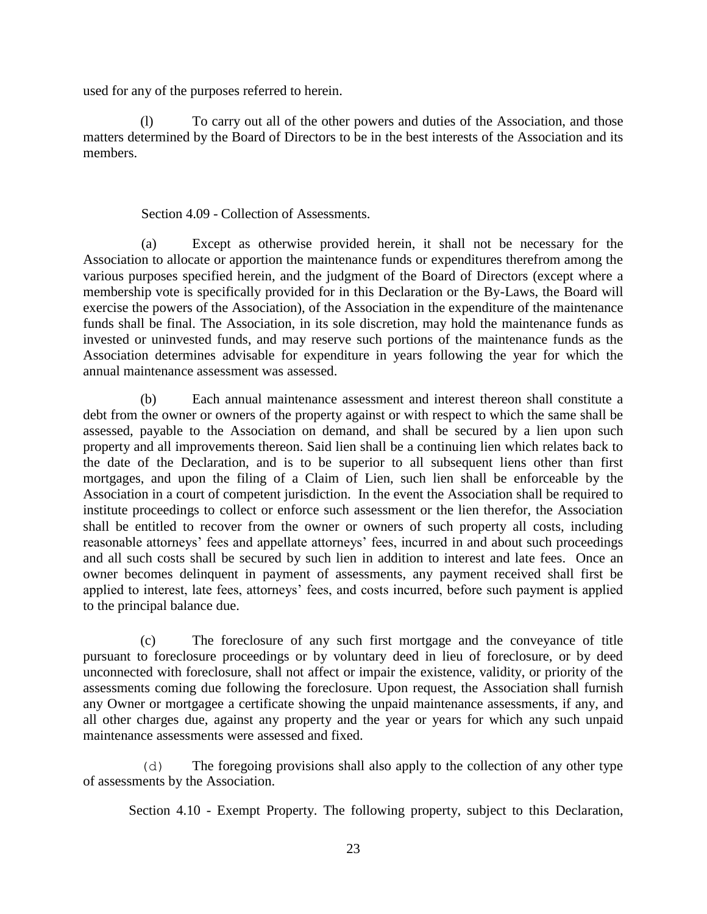used for any of the purposes referred to herein.

(l) To carry out all of the other powers and duties of the Association, and those matters determined by the Board of Directors to be in the best interests of the Association and its members.

Section 4.09 - Collection of Assessments.

(a) Except as otherwise provided herein, it shall not be necessary for the Association to allocate or apportion the maintenance funds or expenditures therefrom among the various purposes specified herein, and the judgment of the Board of Directors (except where a membership vote is specifically provided for in this Declaration or the By-Laws, the Board will exercise the powers of the Association), of the Association in the expenditure of the maintenance funds shall be final. The Association, in its sole discretion, may hold the maintenance funds as invested or uninvested funds, and may reserve such portions of the maintenance funds as the Association determines advisable for expenditure in years following the year for which the annual maintenance assessment was assessed.

(b) Each annual maintenance assessment and interest thereon shall constitute a debt from the owner or owners of the property against or with respect to which the same shall be assessed, payable to the Association on demand, and shall be secured by a lien upon such property and all improvements thereon. Said lien shall be a continuing lien which relates back to the date of the Declaration, and is to be superior to all subsequent liens other than first mortgages, and upon the filing of a Claim of Lien, such lien shall be enforceable by the Association in a court of competent jurisdiction. In the event the Association shall be required to institute proceedings to collect or enforce such assessment or the lien therefor, the Association shall be entitled to recover from the owner or owners of such property all costs, including reasonable attorneys' fees and appellate attorneys' fees, incurred in and about such proceedings and all such costs shall be secured by such lien in addition to interest and late fees. Once an owner becomes delinquent in payment of assessments, any payment received shall first be applied to interest, late fees, attorneys' fees, and costs incurred, before such payment is applied to the principal balance due.

(c) The foreclosure of any such first mortgage and the conveyance of title pursuant to foreclosure proceedings or by voluntary deed in lieu of foreclosure, or by deed unconnected with foreclosure, shall not affect or impair the existence, validity, or priority of the assessments coming due following the foreclosure. Upon request, the Association shall furnish any Owner or mortgagee a certificate showing the unpaid maintenance assessments, if any, and all other charges due, against any property and the year or years for which any such unpaid maintenance assessments were assessed and fixed.

(d) The foregoing provisions shall also apply to the collection of any other type of assessments by the Association.

Section 4.10 - Exempt Property. The following property, subject to this Declaration,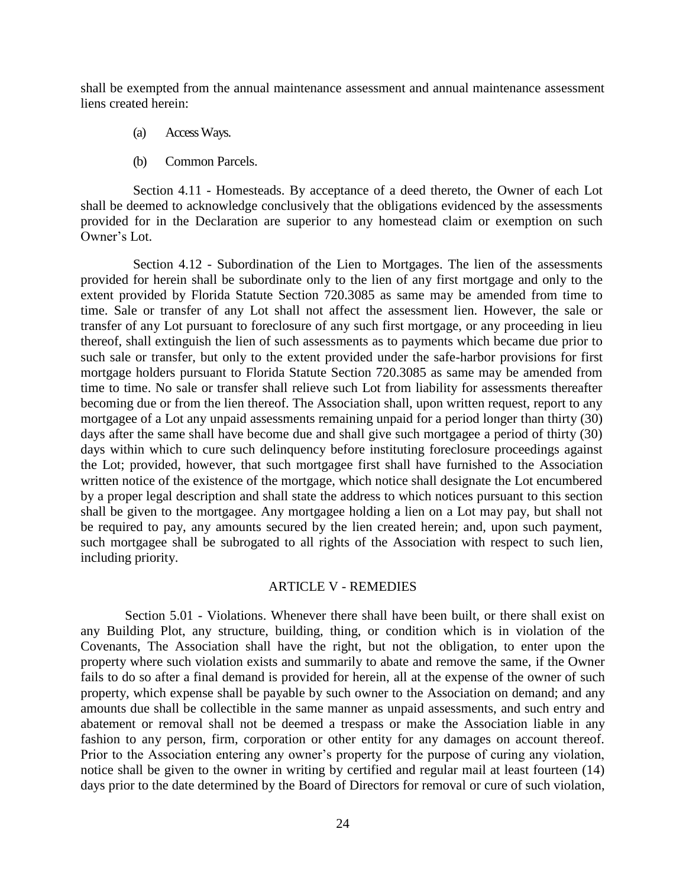shall be exempted from the annual maintenance assessment and annual maintenance assessment liens created herein:

(a) Access Ways.

(b) Common Parcels.

Section 4.11 - Homesteads. By acceptance of a deed thereto, the Owner of each Lot shall be deemed to acknowledge conclusively that the obligations evidenced by the assessments provided for in the Declaration are superior to any homestead claim or exemption on such Owner's Lot.

Section 4.12 - Subordination of the Lien to Mortgages. The lien of the assessments provided for herein shall be subordinate only to the lien of any first mortgage and only to the extent provided by Florida Statute Section 720.3085 as same may be amended from time to time. Sale or transfer of any Lot shall not affect the assessment lien. However, the sale or transfer of any Lot pursuant to foreclosure of any such first mortgage, or any proceeding in lieu thereof, shall extinguish the lien of such assessments as to payments which became due prior to such sale or transfer, but only to the extent provided under the safe-harbor provisions for first mortgage holders pursuant to Florida Statute Section 720.3085 as same may be amended from time to time. No sale or transfer shall relieve such Lot from liability for assessments thereafter becoming due or from the lien thereof. The Association shall, upon written request, report to any mortgagee of a Lot any unpaid assessments remaining unpaid for a period longer than thirty (30) days after the same shall have become due and shall give such mortgagee a period of thirty (30) days within which to cure such delinquency before instituting foreclosure proceedings against the Lot; provided, however, that such mortgagee first shall have furnished to the Association written notice of the existence of the mortgage, which notice shall designate the Lot encumbered by a proper legal description and shall state the address to which notices pursuant to this section shall be given to the mortgagee. Any mortgagee holding a lien on a Lot may pay, but shall not be required to pay, any amounts secured by the lien created herein; and, upon such payment, such mortgagee shall be subrogated to all rights of the Association with respect to such lien, including priority.

## ARTICLE V - REMEDIES

Section 5.01 - Violations. Whenever there shall have been built, or there shall exist on any Building Plot, any structure, building, thing, or condition which is in violation of the Covenants, The Association shall have the right, but not the obligation, to enter upon the property where such violation exists and summarily to abate and remove the same, if the Owner fails to do so after a final demand is provided for herein, all at the expense of the owner of such property, which expense shall be payable by such owner to the Association on demand; and any amounts due shall be collectible in the same manner as unpaid assessments, and such entry and abatement or removal shall not be deemed a trespass or make the Association liable in any fashion to any person, firm, corporation or other entity for any damages on account thereof. Prior to the Association entering any owner's property for the purpose of curing any violation, notice shall be given to the owner in writing by certified and regular mail at least fourteen (14) days prior to the date determined by the Board of Directors for removal or cure of such violation,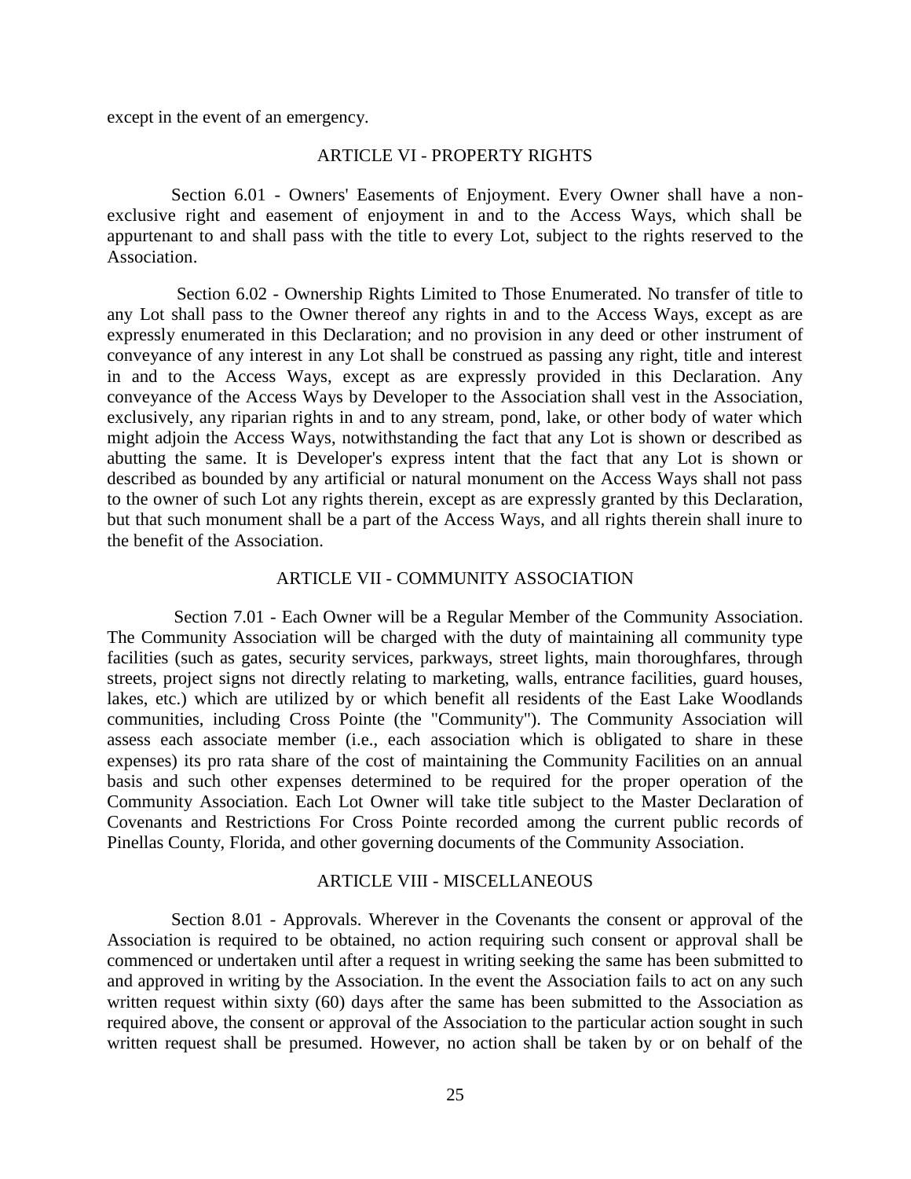except in the event of an emergency.

## ARTICLE VI - PROPERTY RIGHTS

Section 6.01 - Owners' Easements of Enjoyment. Every Owner shall have a non-exclusive right and easement of enjoyment in and to the Access Ways, which shall be appurtenant to and shall pass with the title to every Lot, subject to the rights reserved to the Association.

Section 6.02 - Ownership Rights Limited to Those Enumerated. No transfer of title to any Lot shall pass to the Owner thereof any rights in and to the Access Ways, except as are expressly enumerated in this Declaration; and no provision in any deed or other instrument of conveyance of any interest in any Lot shall be construed as passing any right, title and interest in and to the Access Ways, except as are expressly provided in this Declaration. Any conveyance of the Access Ways by Developer to the Association shall vest in the Association, exclusively, any riparian rights in and to any stream, pond, lake, or other body of water which might adjoin the Access Ways, notwithstanding the fact that any Lot is shown or described as abutting the same. It is Developer's express intent that the fact that any Lot is shown or described as bounded by any artificial or natural monument on the Access Ways shall not pass to the owner of such Lot any rights therein, except as are expressly granted by this Declaration, but that such monument shall be a part of the Access Ways, and all rights therein shall inure to the benefit of the Association.

## ARTICLE VII - COMMUNITY ASSOCIATION

Section 7.01 - Each Owner will be a Regular Member of the Community Association. The Community Association will be charged with the duty of maintaining all community type facilities (such as gates, security services, parkways, street lights, main thoroughfares, through streets, project signs not directly relating to marketing, walls, entrance facilities, guard houses, lakes, etc.) which are utilized by or which benefit all residents of the East Lake Woodlands communities, including Cross Pointe (the "Community"). The Community Association will assess each associate member (i.e., each association which is obligated to share in these expenses) its pro rata share of the cost of maintaining the Community Facilities on an annual basis and such other expenses determined to be required for the proper operation of the Community Association. Each Lot Owner will take title subject to the Master Declaration of Covenants and Restrictions For Cross Pointe recorded among the current public records of Pinellas County, Florida, and other governing documents of the Community Association.

## ARTICLE VIII - MISCELLANEOUS

Section 8.01 - Approvals. Wherever in the Covenants the consent or approval of the Association is required to be obtained, no action requiring such consent or approval shall be commenced or undertaken until after a request in writing seeking the same has been submitted to and approved in writing by the Association. In the event the Association fails to act on any such written request within sixty (60) days after the same has been submitted to the Association as required above, the consent or approval of the Association to the particular action sought in such written request shall be presumed. However, no action shall be taken by or on behalf of the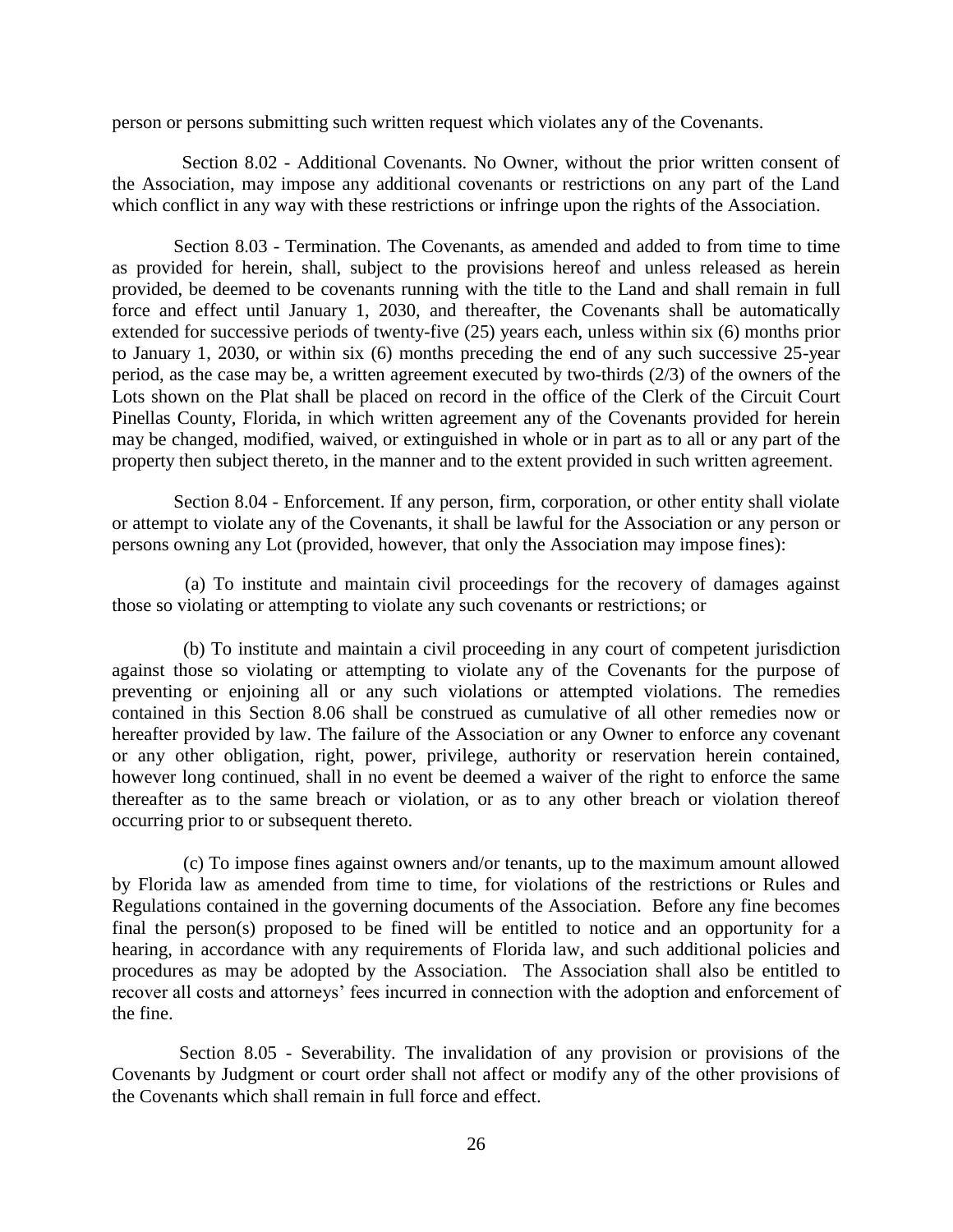person or persons submitting such written request which violates any of the Covenants.

Section 8.02 - Additional Covenants. No Owner, without the prior written consent of the Association, may impose any additional covenants or restrictions on any part of the Land which conflict in any way with these restrictions or infringe upon the rights of the Association.

Section 8.03 - Termination. The Covenants, as amended and added to from time to time as provided for herein, shall, subject to the provisions hereof and unless released as herein provided, be deemed to be covenants running with the title to the Land and shall remain in full force and effect until January 1, 2030, and thereafter, the Covenants shall be automatically extended for successive periods of twenty-five (25) years each, unless within six (6) months prior to January 1, 2030, or within six (6) months preceding the end of any such successive 25-year period, as the case may be, a written agreement executed by two-thirds (2/3) of the owners of the Lots shown on the Plat shall be placed on record in the office of the Clerk of the Circuit Court Pinellas County, Florida, in which written agreement any of the Covenants provided for herein may be changed, modified, waived, or extinguished in whole or in part as to all or any part of the property then subject thereto, in the manner and to the extent provided in such written agreement.

Section 8.04 - Enforcement. If any person, firm, corporation, or other entity shall violate or attempt to violate any of the Covenants, it shall be lawful for the Association or any person or persons owning any Lot (provided, however, that only the Association may impose fines):

(a) To institute and maintain civil proceedings for the recovery of damages against those so violating or attempting to violate any such covenants or restrictions; or

(b) To institute and maintain a civil proceeding in any court of competent jurisdiction against those so violating or attempting to violate any of the Covenants for the purpose of preventing or enjoining all or any such violations or attempted violations. The remedies contained in this Section 8.06 shall be construed as cumulative of all other remedies now or hereafter provided by law. The failure of the Association or any Owner to enforce any covenant or any other obligation, right, power, privilege, authority or reservation herein contained, however long continued, shall in no event be deemed a waiver of the right to enforce the same thereafter as to the same breach or violation, or as to any other breach or violation thereof occurring prior to or subsequent thereto.

(c) To impose fines against owners and/or tenants, up to the maximum amount allowed by Florida law as amended from time to time, for violations of the restrictions or Rules and Regulations contained in the governing documents of the Association. Before any fine becomes final the person(s) proposed to be fined will be entitled to notice and an opportunity for a hearing, in accordance with any requirements of Florida law, and such additional policies and procedures as may be adopted by the Association. The Association shall also be entitled to recover all costs and attorneys' fees incurred in connection with the adoption and enforcement of the fine.

Section 8.05 - Severability. The invalidation of any provision or provisions of the Covenants by Judgment or court order shall not affect or modify any of the other provisions of the Covenants which shall remain in full force and effect.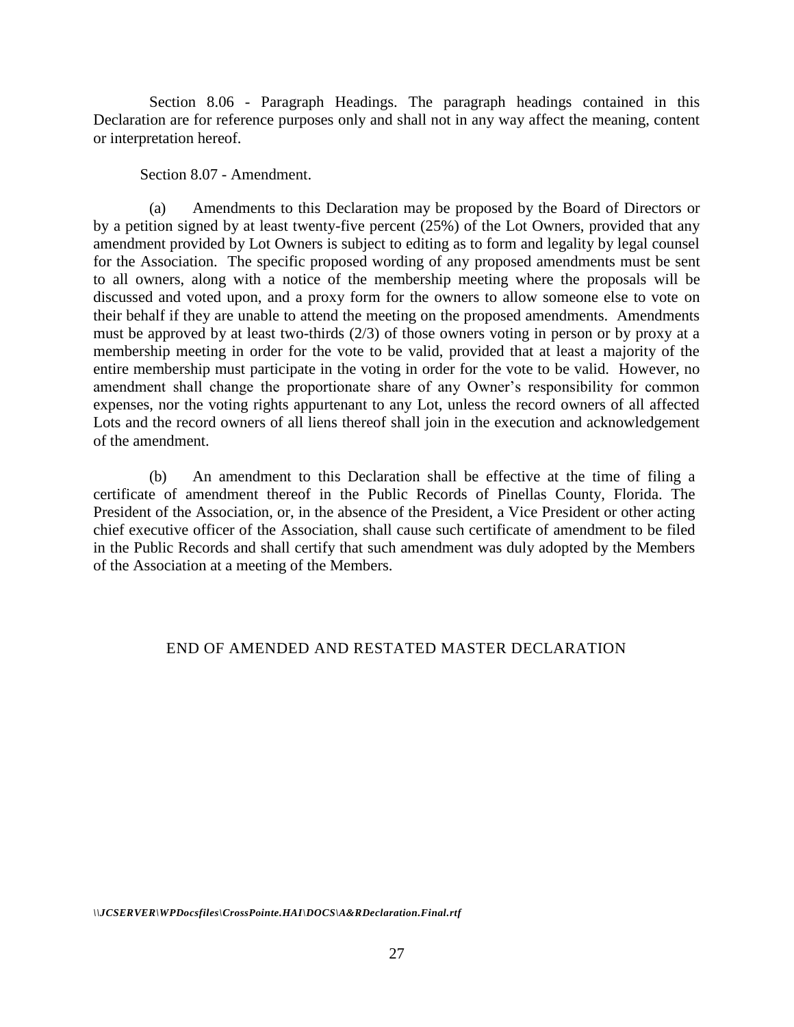Section 8.06 - Paragraph Headings. The paragraph headings contained in this Declaration are for reference purposes only and shall not in any way affect the meaning, content or interpretation hereof.

Section 8.07 - Amendment.

(a) Amendments to this Declaration may be proposed by the Board of Directors or by a petition signed by at least twenty-five percent (25%) of the Lot Owners, provided that any amendment provided by Lot Owners is subject to editing as to form and legality by legal counsel for the Association. The specific proposed wording of any proposed amendments must be sent to all owners, along with a notice of the membership meeting where the proposals will be discussed and voted upon, and a proxy form for the owners to allow someone else to vote on their behalf if they are unable to attend the meeting on the proposed amendments. Amendments must be approved by at least two-thirds (2/3) of those owners voting in person or by proxy at a membership meeting in order for the vote to be valid, provided that at least a majority of the entire membership must participate in the voting in order for the vote to be valid. However, no amendment shall change the proportionate share of any Owner's responsibility for common expenses, nor the voting rights appurtenant to any Lot, unless the record owners of all affected Lots and the record owners of all liens thereof shall join in the execution and acknowledgement of the amendment.

(b) An amendment to this Declaration shall be effective at the time of filing a certificate of amendment thereof in the Public Records of Pinellas County, Florida. The President of the Association, or, in the absence of the President, a Vice President or other acting chief executive officer of the Association, shall cause such certificate of amendment to be filed in the Public Records and shall certify that such amendment was duly adopted by the Members of the Association at a meeting of the Members.

END OF AMENDED AND RESTATED MASTER DECLARATION

***\\JCSERVER\WPDocsfiles\CrossPointe.HAI\DOCS\A&RDeclaration.Final.rtf***